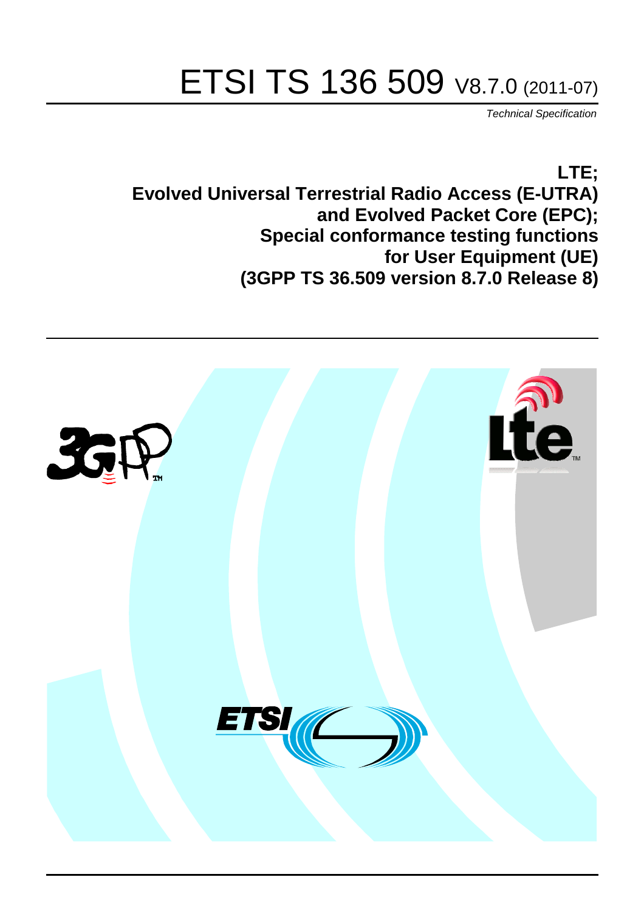# ETSI TS 136 509 V8.7.0 (2011-07)

*Technical Specification*

**LTE;**
**Evolved Universal Terrestrial Radio Access (E-UTRA) and Evolved Packet Core (EPC);**
**Special conformance testing functions for User Equipment (UE)**
**(3GPP TS 36.509 version 8.7.0 Release 8)**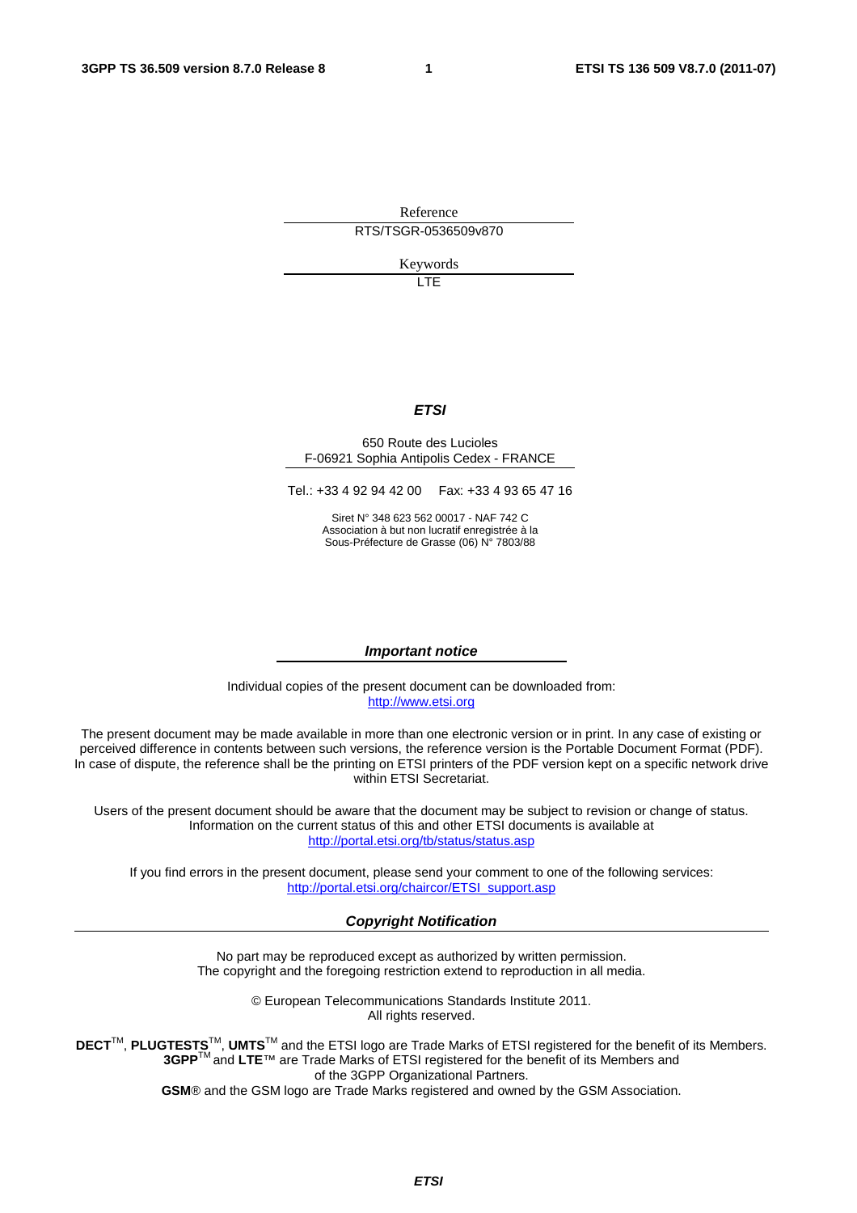Reference

RTS/TSGR-0536509v870

Keywords

LTE

***ETSI***

650 Route des Lucioles
F-06921 Sophia Antipolis Cedex - FRANCE

Tel.: +33 4 92 94 42 00   Fax: +33 4 93 65 47 16

Siret N° 348 623 562 00017 - NAF 742 C
Association à but non lucratif enregistrée à la
Sous-Préfecture de Grasse (06) N° 7803/88

***Important notice***

Individual copies of the present document can be downloaded from:
http://www.etsi.org

The present document may be made available in more than one electronic version or in print. In any case of existing or perceived difference in contents between such versions, the reference version is the Portable Document Format (PDF). In case of dispute, the reference shall be the printing on ETSI printers of the PDF version kept on a specific network drive within ETSI Secretariat.

Users of the present document should be aware that the document may be subject to revision or change of status. Information on the current status of this and other ETSI documents is available at
http://portal.etsi.org/tb/status/status.asp

If you find errors in the present document, please send your comment to one of the following services:
http://portal.etsi.org/chaircor/ETSI_support.asp

***Copyright Notification***

No part may be reproduced except as authorized by written permission.
The copyright and the foregoing restriction extend to reproduction in all media.

© European Telecommunications Standards Institute 2011.
All rights reserved.

**DECT**™, **PLUGTESTS**™, **UMTS**™ and the ETSI logo are Trade Marks of ETSI registered for the benefit of its Members.
**3GPP**™ and **LTE**™ are Trade Marks of ETSI registered for the benefit of its Members and of the 3GPP Organizational Partners.
**GSM**® and the GSM logo are Trade Marks registered and owned by the GSM Association.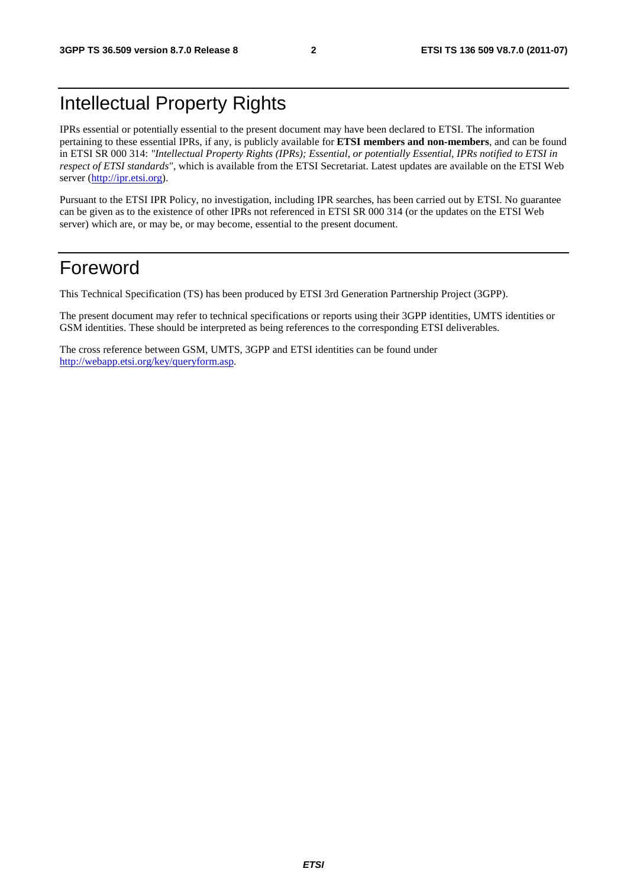# Intellectual Property Rights

IPRs essential or potentially essential to the present document may have been declared to ETSI. The information pertaining to these essential IPRs, if any, is publicly available for **ETSI members and non-members**, and can be found in ETSI SR 000 314: *"Intellectual Property Rights (IPRs); Essential, or potentially Essential, IPRs notified to ETSI in respect of ETSI standards"*, which is available from the ETSI Secretariat. Latest updates are available on the ETSI Web server (http://ipr.etsi.org).

Pursuant to the ETSI IPR Policy, no investigation, including IPR searches, has been carried out by ETSI. No guarantee can be given as to the existence of other IPRs not referenced in ETSI SR 000 314 (or the updates on the ETSI Web server) which are, or may be, or may become, essential to the present document.

# Foreword

This Technical Specification (TS) has been produced by ETSI 3rd Generation Partnership Project (3GPP).

The present document may refer to technical specifications or reports using their 3GPP identities, UMTS identities or GSM identities. These should be interpreted as being references to the corresponding ETSI deliverables.

The cross reference between GSM, UMTS, 3GPP and ETSI identities can be found under http://webapp.etsi.org/key/queryform.asp.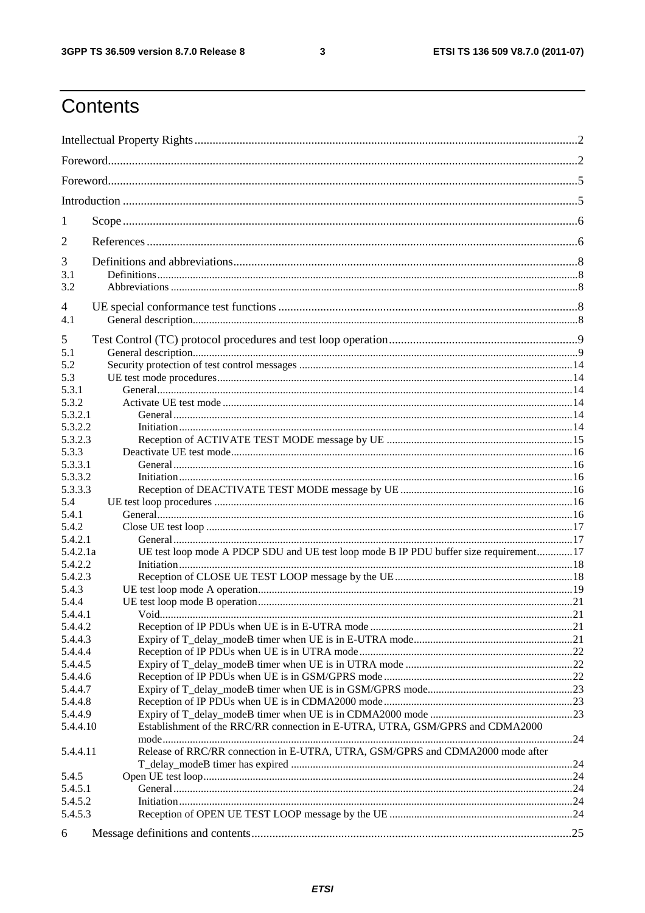# Contents

Intellectual Property Rights ..... 2

Foreword ..... 2

Foreword ..... 5

Introduction ..... 5

1 Scope ..... 6

2 References ..... 6

3 Definitions and abbreviations ..... 8
- 3.1 Definitions ..... 8
- 3.2 Abbreviations ..... 8

4 UE special conformance test functions ..... 8
- 4.1 General description ..... 8

5 Test Control (TC) protocol procedures and test loop operation ..... 9
- 5.1 General description ..... 9
- 5.2 Security protection of test control messages ..... 14
- 5.3 UE test mode procedures ..... 14
  - 5.3.1 General ..... 14
  - 5.3.2 Activate UE test mode ..... 14
    - 5.3.2.1 General ..... 14
    - 5.3.2.2 Initiation ..... 14
    - 5.3.2.3 Reception of ACTIVATE TEST MODE message by UE ..... 15
  - 5.3.3 Deactivate UE test mode ..... 16
    - 5.3.3.1 General ..... 16
    - 5.3.3.2 Initiation ..... 16
    - 5.3.3.3 Reception of DEACTIVATE TEST MODE message by UE ..... 16
- 5.4 UE test loop procedures ..... 16
  - 5.4.1 General ..... 16
  - 5.4.2 Close UE test loop ..... 17
    - 5.4.2.1 General ..... 17
    - 5.4.2.1a UE test loop mode A PDCP SDU and UE test loop mode B IP PDU buffer size requirement ..... 17
    - 5.4.2.2 Initiation ..... 18
    - 5.4.2.3 Reception of CLOSE UE TEST LOOP message by the UE ..... 18
  - 5.4.3 UE test loop mode A operation ..... 19
  - 5.4.4 UE test loop mode B operation ..... 21
    - 5.4.4.1 Void ..... 21
    - 5.4.4.2 Reception of IP PDUs when UE is in E-UTRA mode ..... 21
    - 5.4.4.3 Expiry of T_delay_modeB timer when UE is in E-UTRA mode ..... 21
    - 5.4.4.4 Reception of IP PDUs when UE is in UTRA mode ..... 22
    - 5.4.4.5 Expiry of T_delay_modeB timer when UE is in UTRA mode ..... 22
    - 5.4.4.6 Reception of IP PDUs when UE is in GSM/GPRS mode ..... 22
    - 5.4.4.7 Expiry of T_delay_modeB timer when UE is in GSM/GPRS mode ..... 23
    - 5.4.4.8 Reception of IP PDUs when UE is in CDMA2000 mode ..... 23
    - 5.4.4.9 Expiry of T_delay_modeB timer when UE is in CDMA2000 mode ..... 23
    - 5.4.4.10 Establishment of the RRC/RR connection in E-UTRA, UTRA, GSM/GPRS and CDMA2000 mode ..... 24
    - 5.4.4.11 Release of RRC/RR connection in E-UTRA, UTRA, GSM/GPRS and CDMA2000 mode after T_delay_modeB timer has expired ..... 24
  - 5.4.5 Open UE test loop ..... 24
    - 5.4.5.1 General ..... 24
    - 5.4.5.2 Initiation ..... 24
    - 5.4.5.3 Reception of OPEN UE TEST LOOP message by the UE ..... 24

6 Message definitions and contents ..... 25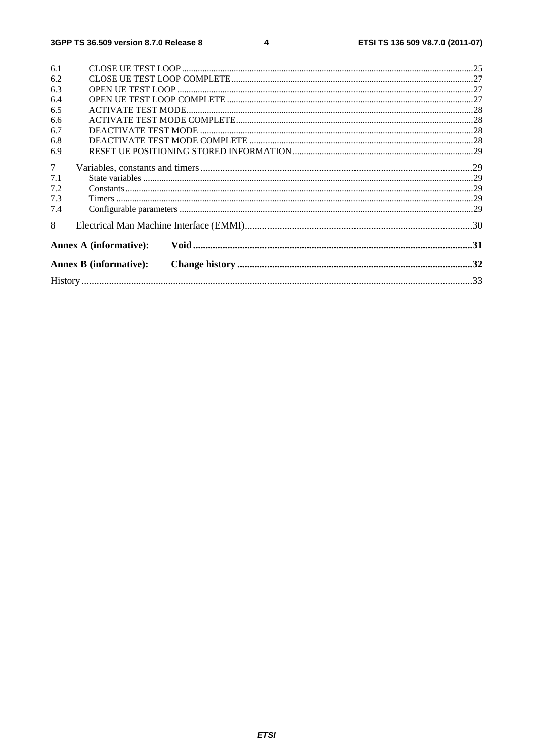6.1 CLOSE UE TEST LOOP ........................................................................................................................25
6.2 CLOSE UE TEST LOOP COMPLETE..................................................................................................27
6.3 OPEN UE TEST LOOP ..........................................................................................................................27
6.4 OPEN UE TEST LOOP COMPLETE ....................................................................................................27
6.5 ACTIVATE TEST MODE......................................................................................................................28
6.6 ACTIVATE TEST MODE COMPLETE................................................................................................28
6.7 DEACTIVATE TEST MODE ................................................................................................................28
6.8 DEACTIVATE TEST MODE COMPLETE ..........................................................................................28
6.9 RESET UE POSITIONING STORED INFORMATION.......................................................................29

7 Variables, constants and timers.............................................................................................................29
7.1 State variables .........................................................................................................................................29
7.2 Constants.................................................................................................................................................29
7.3 Timers .....................................................................................................................................................29
7.4 Configurable parameters .........................................................................................................................29

8 Electrical Man Machine Interface (EMMI)...........................................................................................30

**Annex A (informative): Void................................................................................................................31**

**Annex B (informative): Change history ..............................................................................................32**

History ............................................................................................................................................................33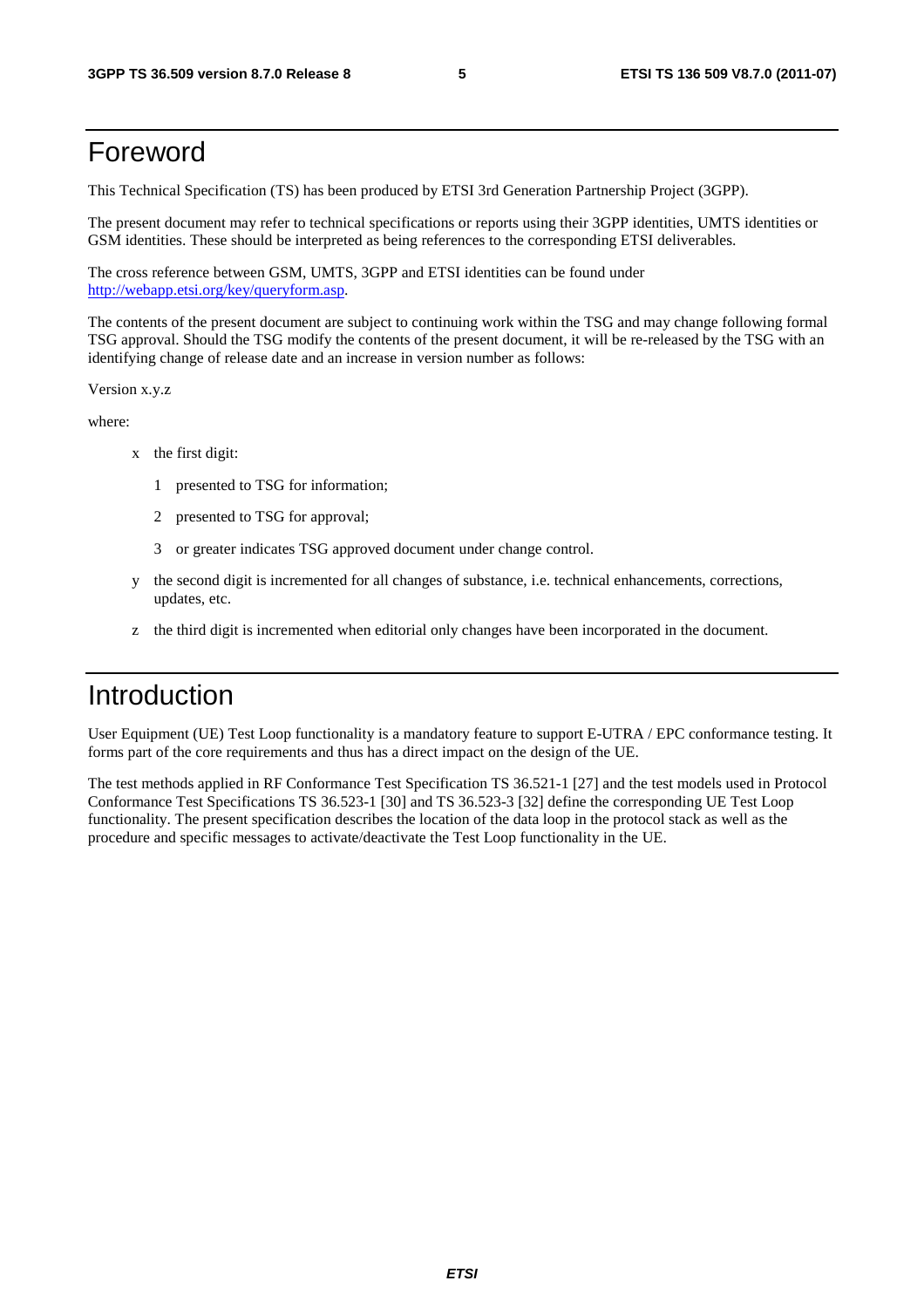# Foreword

This Technical Specification (TS) has been produced by ETSI 3rd Generation Partnership Project (3GPP).

The present document may refer to technical specifications or reports using their 3GPP identities, UMTS identities or GSM identities. These should be interpreted as being references to the corresponding ETSI deliverables.

The cross reference between GSM, UMTS, 3GPP and ETSI identities can be found under http://webapp.etsi.org/key/queryform.asp.

The contents of the present document are subject to continuing work within the TSG and may change following formal TSG approval. Should the TSG modify the contents of the present document, it will be re-released by the TSG with an identifying change of release date and an increase in version number as follows:

Version x.y.z

where:

- x the first digit:
  - 1 presented to TSG for information;
  - 2 presented to TSG for approval;
  - 3 or greater indicates TSG approved document under change control.
- y the second digit is incremented for all changes of substance, i.e. technical enhancements, corrections, updates, etc.
- z the third digit is incremented when editorial only changes have been incorporated in the document.

# Introduction

User Equipment (UE) Test Loop functionality is a mandatory feature to support E-UTRA / EPC conformance testing. It forms part of the core requirements and thus has a direct impact on the design of the UE.

The test methods applied in RF Conformance Test Specification TS 36.521-1 [27] and the test models used in Protocol Conformance Test Specifications TS 36.523-1 [30] and TS 36.523-3 [32] define the corresponding UE Test Loop functionality. The present specification describes the location of the data loop in the protocol stack as well as the procedure and specific messages to activate/deactivate the Test Loop functionality in the UE.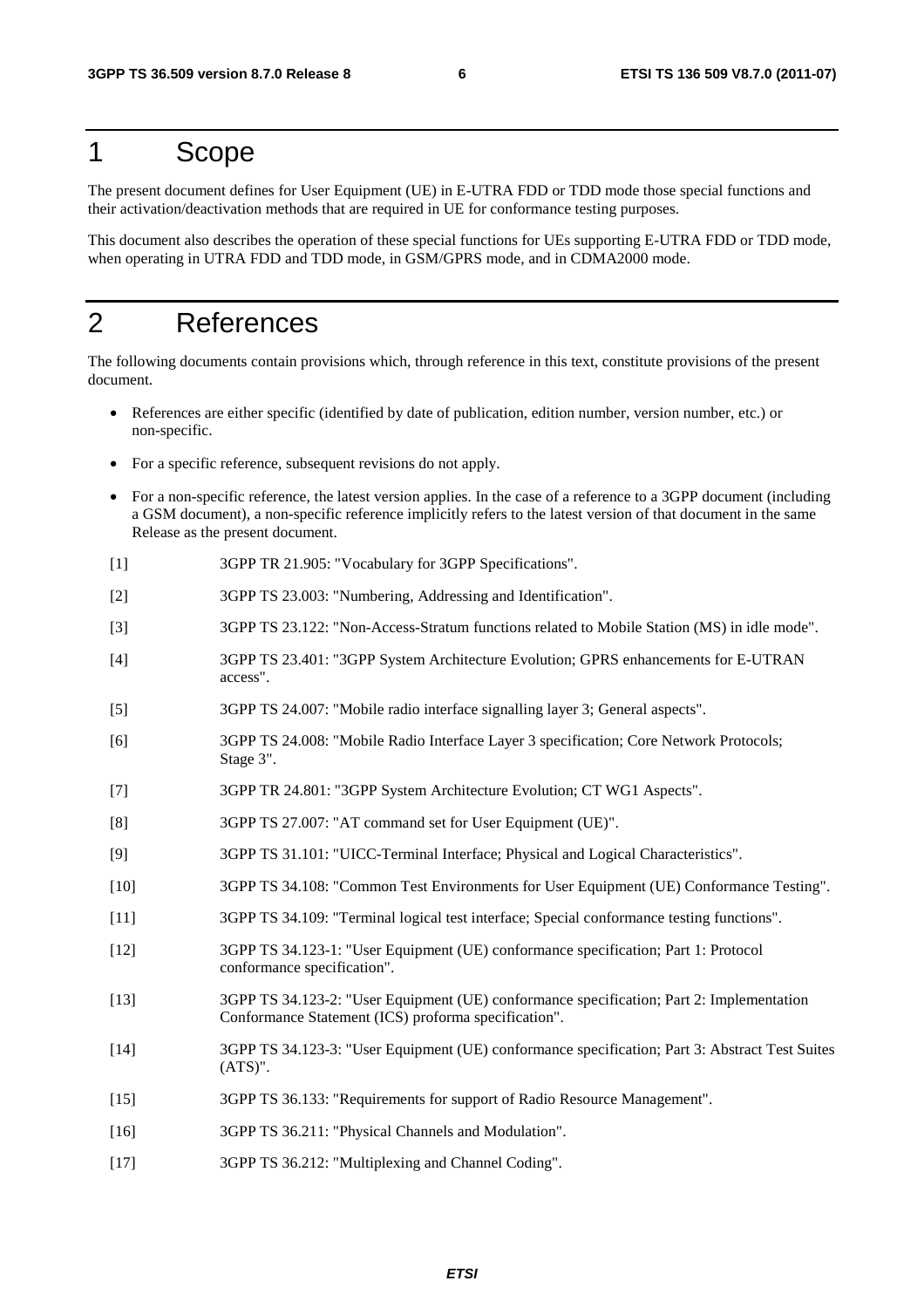# 1 Scope

The present document defines for User Equipment (UE) in E-UTRA FDD or TDD mode those special functions and their activation/deactivation methods that are required in UE for conformance testing purposes.

This document also describes the operation of these special functions for UEs supporting E-UTRA FDD or TDD mode, when operating in UTRA FDD and TDD mode, in GSM/GPRS mode, and in CDMA2000 mode.

# 2 References

The following documents contain provisions which, through reference in this text, constitute provisions of the present document.

- References are either specific (identified by date of publication, edition number, version number, etc.) or non-specific.
- For a specific reference, subsequent revisions do not apply.
- For a non-specific reference, the latest version applies. In the case of a reference to a 3GPP document (including a GSM document), a non-specific reference implicitly refers to the latest version of that document in the same Release as the present document.

[1] 3GPP TR 21.905: "Vocabulary for 3GPP Specifications".

[2] 3GPP TS 23.003: "Numbering, Addressing and Identification".

[3] 3GPP TS 23.122: "Non-Access-Stratum functions related to Mobile Station (MS) in idle mode".

[4] 3GPP TS 23.401: "3GPP System Architecture Evolution; GPRS enhancements for E-UTRAN access".

[5] 3GPP TS 24.007: "Mobile radio interface signalling layer 3; General aspects".

[6] 3GPP TS 24.008: "Mobile Radio Interface Layer 3 specification; Core Network Protocols; Stage 3".

[7] 3GPP TR 24.801: "3GPP System Architecture Evolution; CT WG1 Aspects".

[8] 3GPP TS 27.007: "AT command set for User Equipment (UE)".

[9] 3GPP TS 31.101: "UICC-Terminal Interface; Physical and Logical Characteristics".

[10] 3GPP TS 34.108: "Common Test Environments for User Equipment (UE) Conformance Testing".

[11] 3GPP TS 34.109: "Terminal logical test interface; Special conformance testing functions".

[12] 3GPP TS 34.123-1: "User Equipment (UE) conformance specification; Part 1: Protocol conformance specification".

[13] 3GPP TS 34.123-2: "User Equipment (UE) conformance specification; Part 2: Implementation Conformance Statement (ICS) proforma specification".

[14] 3GPP TS 34.123-3: "User Equipment (UE) conformance specification; Part 3: Abstract Test Suites (ATS)".

[15] 3GPP TS 36.133: "Requirements for support of Radio Resource Management".

[16] 3GPP TS 36.211: "Physical Channels and Modulation".

[17] 3GPP TS 36.212: "Multiplexing and Channel Coding".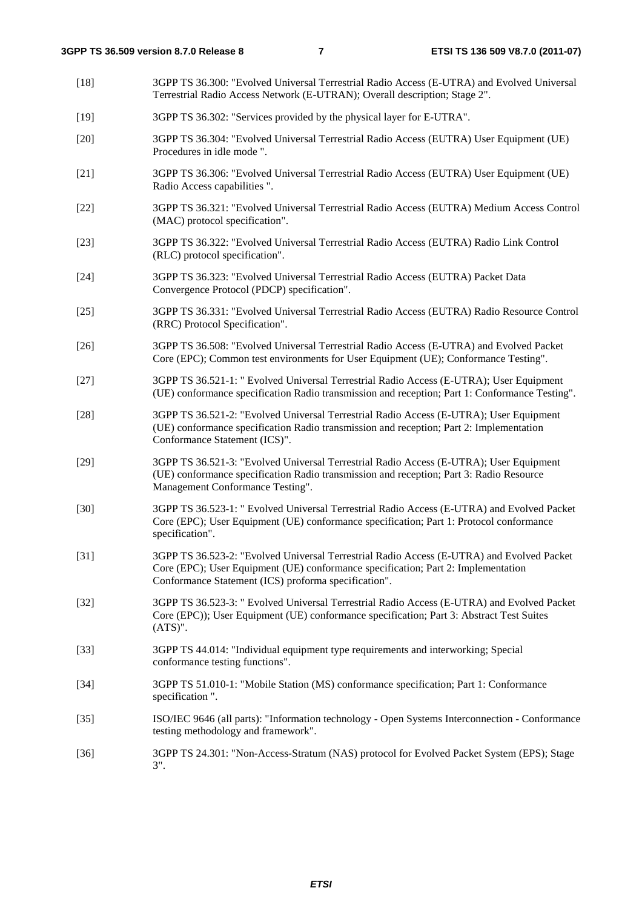[18] 3GPP TS 36.300: "Evolved Universal Terrestrial Radio Access (E-UTRA) and Evolved Universal Terrestrial Radio Access Network (E-UTRAN); Overall description; Stage 2".

[19] 3GPP TS 36.302: "Services provided by the physical layer for E-UTRA".

[20] 3GPP TS 36.304: "Evolved Universal Terrestrial Radio Access (EUTRA) User Equipment (UE) Procedures in idle mode ".

[21] 3GPP TS 36.306: "Evolved Universal Terrestrial Radio Access (EUTRA) User Equipment (UE) Radio Access capabilities ".

[22] 3GPP TS 36.321: "Evolved Universal Terrestrial Radio Access (EUTRA) Medium Access Control (MAC) protocol specification".

[23] 3GPP TS 36.322: "Evolved Universal Terrestrial Radio Access (EUTRA) Radio Link Control (RLC) protocol specification".

[24] 3GPP TS 36.323: "Evolved Universal Terrestrial Radio Access (EUTRA) Packet Data Convergence Protocol (PDCP) specification".

[25] 3GPP TS 36.331: "Evolved Universal Terrestrial Radio Access (EUTRA) Radio Resource Control (RRC) Protocol Specification".

[26] 3GPP TS 36.508: "Evolved Universal Terrestrial Radio Access (E-UTRA) and Evolved Packet Core (EPC); Common test environments for User Equipment (UE); Conformance Testing".

[27] 3GPP TS 36.521-1: " Evolved Universal Terrestrial Radio Access (E-UTRA); User Equipment (UE) conformance specification Radio transmission and reception; Part 1: Conformance Testing".

[28] 3GPP TS 36.521-2: "Evolved Universal Terrestrial Radio Access (E-UTRA); User Equipment (UE) conformance specification Radio transmission and reception; Part 2: Implementation Conformance Statement (ICS)".

[29] 3GPP TS 36.521-3: "Evolved Universal Terrestrial Radio Access (E-UTRA); User Equipment (UE) conformance specification Radio transmission and reception; Part 3: Radio Resource Management Conformance Testing".

[30] 3GPP TS 36.523-1: " Evolved Universal Terrestrial Radio Access (E-UTRA) and Evolved Packet Core (EPC); User Equipment (UE) conformance specification; Part 1: Protocol conformance specification".

[31] 3GPP TS 36.523-2: "Evolved Universal Terrestrial Radio Access (E-UTRA) and Evolved Packet Core (EPC); User Equipment (UE) conformance specification; Part 2: Implementation Conformance Statement (ICS) proforma specification".

[32] 3GPP TS 36.523-3: " Evolved Universal Terrestrial Radio Access (E-UTRA) and Evolved Packet Core (EPC)); User Equipment (UE) conformance specification; Part 3: Abstract Test Suites (ATS)".

[33] 3GPP TS 44.014: "Individual equipment type requirements and interworking; Special conformance testing functions".

[34] 3GPP TS 51.010-1: "Mobile Station (MS) conformance specification; Part 1: Conformance specification ".

[35] ISO/IEC 9646 (all parts): "Information technology - Open Systems Interconnection - Conformance testing methodology and framework".

[36] 3GPP TS 24.301: "Non-Access-Stratum (NAS) protocol for Evolved Packet System (EPS); Stage 3".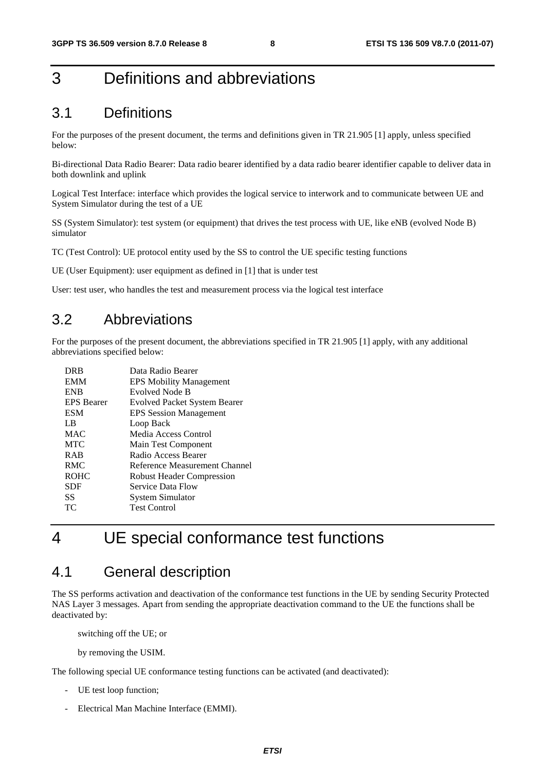# 3 Definitions and abbreviations

## 3.1 Definitions

For the purposes of the present document, the terms and definitions given in TR 21.905 [1] apply, unless specified below:

Bi-directional Data Radio Bearer: Data radio bearer identified by a data radio bearer identifier capable to deliver data in both downlink and uplink

Logical Test Interface: interface which provides the logical service to interwork and to communicate between UE and System Simulator during the test of a UE

SS (System Simulator): test system (or equipment) that drives the test process with UE, like eNB (evolved Node B) simulator

TC (Test Control): UE protocol entity used by the SS to control the UE specific testing functions

UE (User Equipment): user equipment as defined in [1] that is under test

User: test user, who handles the test and measurement process via the logical test interface

## 3.2 Abbreviations

For the purposes of the present document, the abbreviations specified in TR 21.905 [1] apply, with any additional abbreviations specified below:

| | |
|---|---|
| DRB | Data Radio Bearer |
| EMM | EPS Mobility Management |
| ENB | Evolved Node B |
| EPS Bearer | Evolved Packet System Bearer |
| ESM | EPS Session Management |
| LB | Loop Back |
| MAC | Media Access Control |
| MTC | Main Test Component |
| RAB | Radio Access Bearer |
| RMC | Reference Measurement Channel |
| ROHC | Robust Header Compression |
| SDF | Service Data Flow |
| SS | System Simulator |
| TC | Test Control |

# 4 UE special conformance test functions

## 4.1 General description

The SS performs activation and deactivation of the conformance test functions in the UE by sending Security Protected NAS Layer 3 messages. Apart from sending the appropriate deactivation command to the UE the functions shall be deactivated by:

switching off the UE; or

by removing the USIM.

The following special UE conformance testing functions can be activated (and deactivated):

- UE test loop function;
- Electrical Man Machine Interface (EMMI).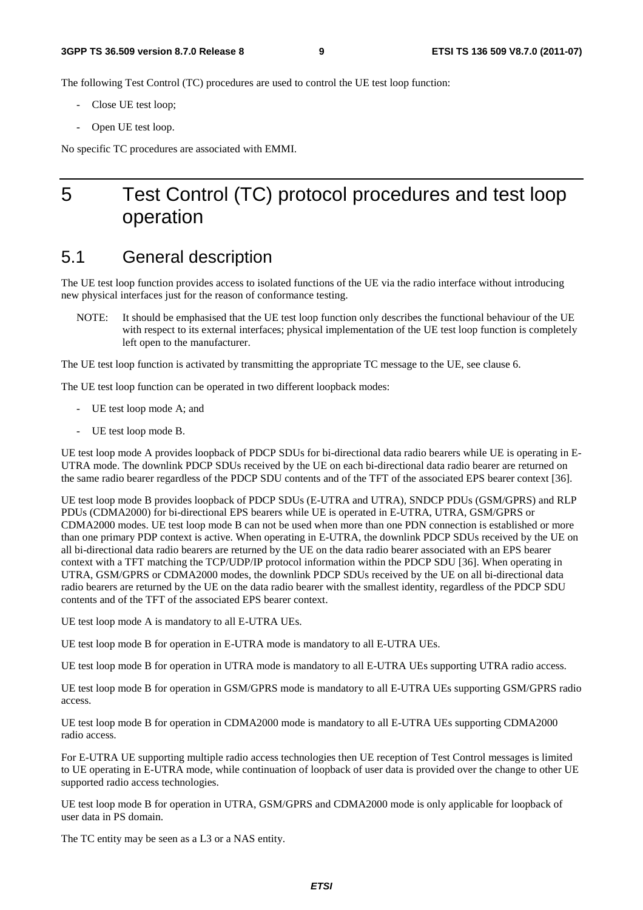The following Test Control (TC) procedures are used to control the UE test loop function:

- Close UE test loop;
- Open UE test loop.

No specific TC procedures are associated with EMMI.

# 5 Test Control (TC) protocol procedures and test loop operation

## 5.1 General description

The UE test loop function provides access to isolated functions of the UE via the radio interface without introducing new physical interfaces just for the reason of conformance testing.

NOTE: It should be emphasised that the UE test loop function only describes the functional behaviour of the UE with respect to its external interfaces; physical implementation of the UE test loop function is completely left open to the manufacturer.

The UE test loop function is activated by transmitting the appropriate TC message to the UE, see clause 6.

The UE test loop function can be operated in two different loopback modes:

- UE test loop mode A; and
- UE test loop mode B.

UE test loop mode A provides loopback of PDCP SDUs for bi-directional data radio bearers while UE is operating in E-UTRA mode. The downlink PDCP SDUs received by the UE on each bi-directional data radio bearer are returned on the same radio bearer regardless of the PDCP SDU contents and of the TFT of the associated EPS bearer context [36].

UE test loop mode B provides loopback of PDCP SDUs (E-UTRA and UTRA), SNDCP PDUs (GSM/GPRS) and RLP PDUs (CDMA2000) for bi-directional EPS bearers while UE is operated in E-UTRA, UTRA, GSM/GPRS or CDMA2000 modes. UE test loop mode B can not be used when more than one PDN connection is established or more than one primary PDP context is active. When operating in E-UTRA, the downlink PDCP SDUs received by the UE on all bi-directional data radio bearers are returned by the UE on the data radio bearer associated with an EPS bearer context with a TFT matching the TCP/UDP/IP protocol information within the PDCP SDU [36]. When operating in UTRA, GSM/GPRS or CDMA2000 modes, the downlink PDCP SDUs received by the UE on all bi-directional data radio bearers are returned by the UE on the data radio bearer with the smallest identity, regardless of the PDCP SDU contents and of the TFT of the associated EPS bearer context.

UE test loop mode A is mandatory to all E-UTRA UEs.

UE test loop mode B for operation in E-UTRA mode is mandatory to all E-UTRA UEs.

UE test loop mode B for operation in UTRA mode is mandatory to all E-UTRA UEs supporting UTRA radio access.

UE test loop mode B for operation in GSM/GPRS mode is mandatory to all E-UTRA UEs supporting GSM/GPRS radio access.

UE test loop mode B for operation in CDMA2000 mode is mandatory to all E-UTRA UEs supporting CDMA2000 radio access.

For E-UTRA UE supporting multiple radio access technologies then UE reception of Test Control messages is limited to UE operating in E-UTRA mode, while continuation of loopback of user data is provided over the change to other UE supported radio access technologies.

UE test loop mode B for operation in UTRA, GSM/GPRS and CDMA2000 mode is only applicable for loopback of user data in PS domain.

The TC entity may be seen as a L3 or a NAS entity.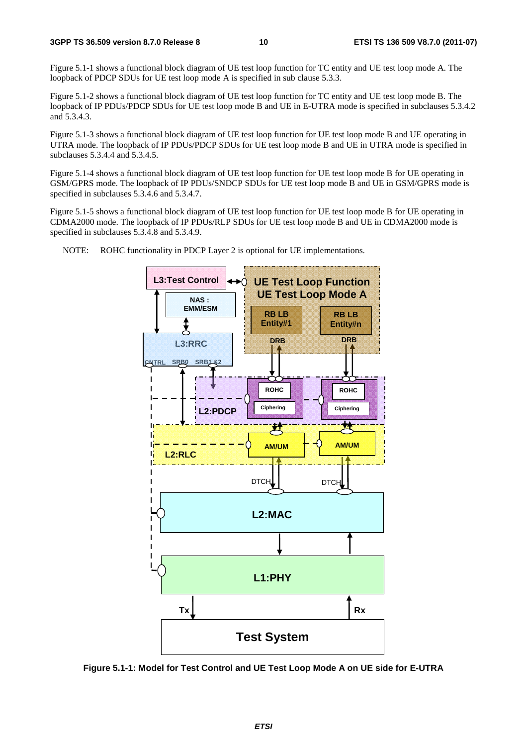Figure 5.1-1 shows a functional block diagram of UE test loop function for TC entity and UE test loop mode A. The loopback of PDCP SDUs for UE test loop mode A is specified in sub clause 5.3.3.

Figure 5.1-2 shows a functional block diagram of UE test loop function for TC entity and UE test loop mode B. The loopback of IP PDUs/PDCP SDUs for UE test loop mode B and UE in E-UTRA mode is specified in subclauses 5.3.4.2 and 5.3.4.3.

Figure 5.1-3 shows a functional block diagram of UE test loop function for UE test loop mode B and UE operating in UTRA mode. The loopback of IP PDUs/PDCP SDUs for UE test loop mode B and UE in UTRA mode is specified in subclauses 5.3.4.4 and 5.3.4.5.

Figure 5.1-4 shows a functional block diagram of UE test loop function for UE test loop mode B for UE operating in GSM/GPRS mode. The loopback of IP PDUs/SNDCP SDUs for UE test loop mode B and UE in GSM/GPRS mode is specified in subclauses 5.3.4.6 and 5.3.4.7.

Figure 5.1-5 shows a functional block diagram of UE test loop function for UE test loop mode B for UE operating in CDMA2000 mode. The loopback of IP PDUs/RLP SDUs for UE test loop mode B and UE in CDMA2000 mode is specified in subclauses 5.3.4.8 and 5.3.4.9.

NOTE: ROHC functionality in PDCP Layer 2 is optional for UE implementations.

**Figure 5.1-1: Model for Test Control and UE Test Loop Mode A on UE side for E-UTRA**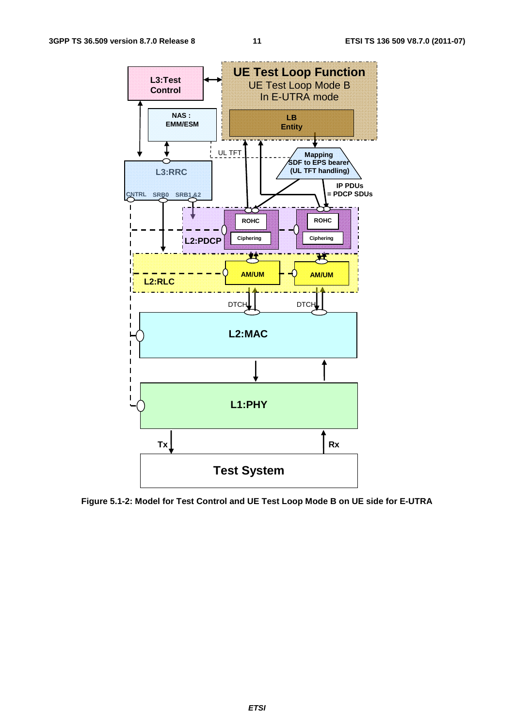**Figure 5.1-2: Model for Test Control and UE Test Loop Mode B on UE side for E-UTRA**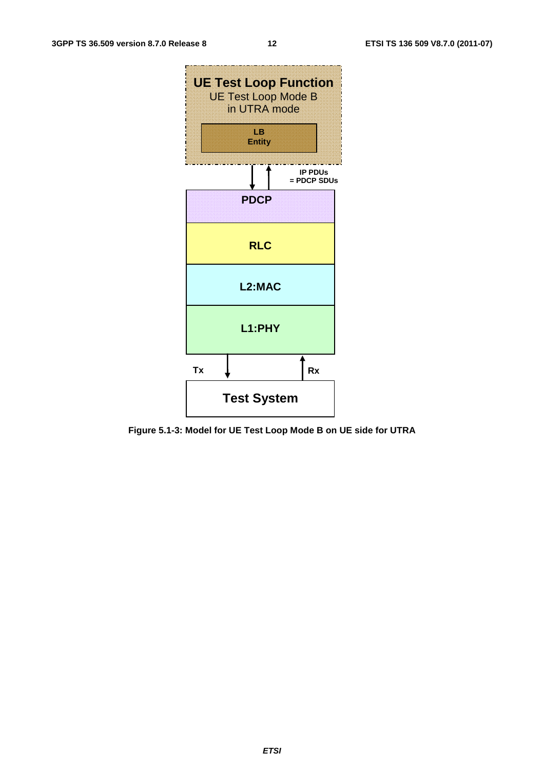Figure 5.1-3: Model for UE Test Loop Mode B on UE side for UTRA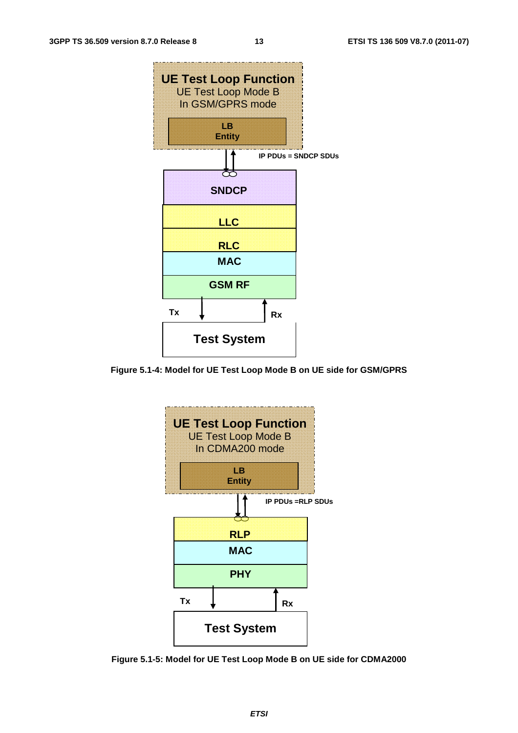UE Test Loop Function
UE Test Loop Mode B
In GSM/GPRS mode

LB
Entity

IP PDUs = SNDCP SDUs

SNDCP

LLC

RLC

MAC

GSM RF

Tx

Rx

Test System

**Figure 5.1-4: Model for UE Test Loop Mode B on UE side for GSM/GPRS**

UE Test Loop Function
UE Test Loop Mode B
In CDMA200 mode

LB
Entity

IP PDUs =RLP SDUs

RLP

MAC

PHY

Tx

Rx

Test System

**Figure 5.1-5: Model for UE Test Loop Mode B on UE side for CDMA2000**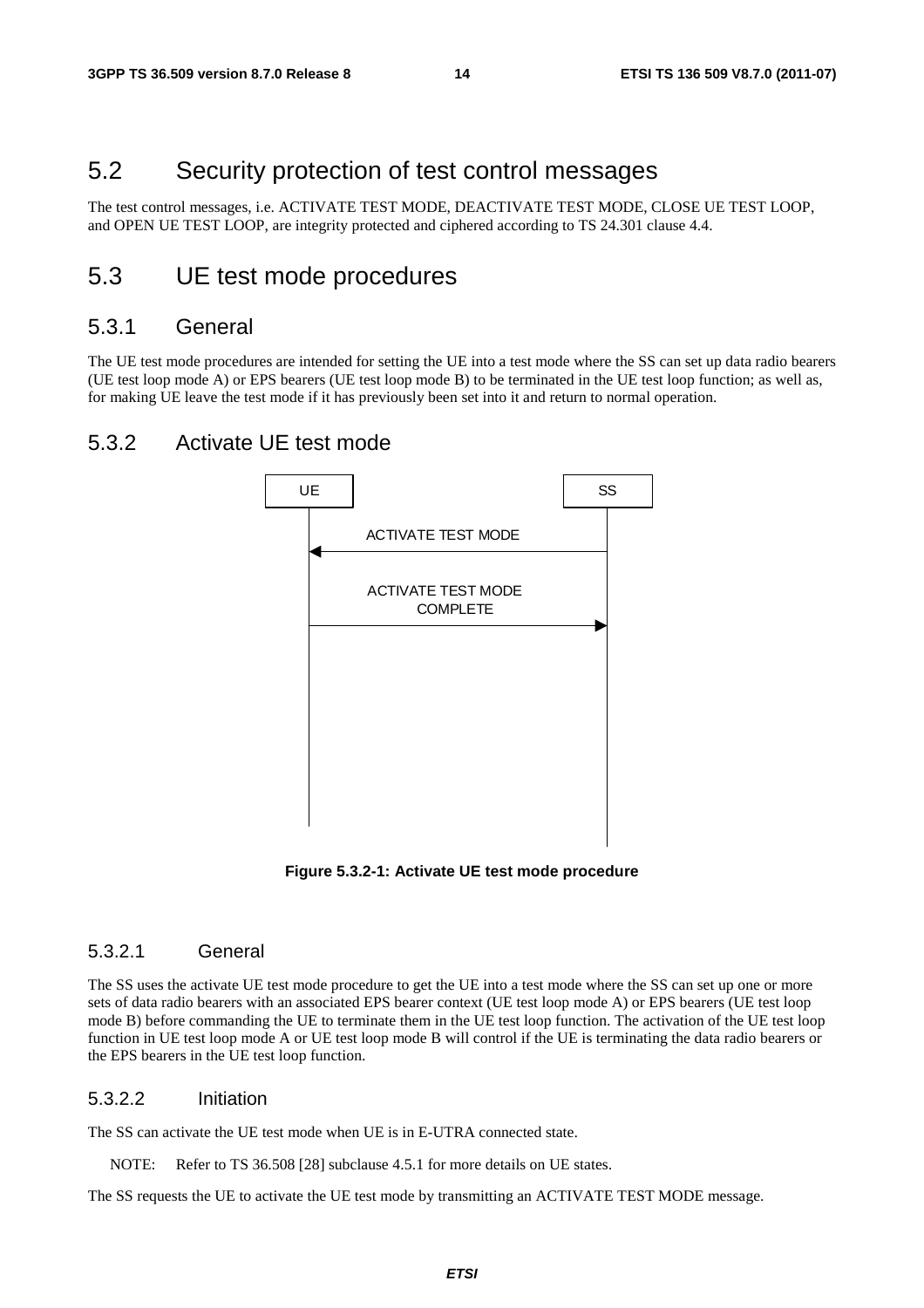## 5.2 Security protection of test control messages

The test control messages, i.e. ACTIVATE TEST MODE, DEACTIVATE TEST MODE, CLOSE UE TEST LOOP, and OPEN UE TEST LOOP, are integrity protected and ciphered according to TS 24.301 clause 4.4.

## 5.3 UE test mode procedures

### 5.3.1 General

The UE test mode procedures are intended for setting the UE into a test mode where the SS can set up data radio bearers (UE test loop mode A) or EPS bearers (UE test loop mode B) to be terminated in the UE test loop function; as well as, for making UE leave the test mode if it has previously been set into it and return to normal operation.

### 5.3.2 Activate UE test mode

UE | SS

ACTIVATE TEST MODE (SS → UE)

ACTIVATE TEST MODE COMPLETE (UE → SS)

**Figure 5.3.2-1: Activate UE test mode procedure**

#### 5.3.2.1 General

The SS uses the activate UE test mode procedure to get the UE into a test mode where the SS can set up one or more sets of data radio bearers with an associated EPS bearer context (UE test loop mode A) or EPS bearers (UE test loop mode B) before commanding the UE to terminate them in the UE test loop function. The activation of the UE test loop function in UE test loop mode A or UE test loop mode B will control if the UE is terminating the data radio bearers or the EPS bearers in the UE test loop function.

#### 5.3.2.2 Initiation

The SS can activate the UE test mode when UE is in E-UTRA connected state.

NOTE: Refer to TS 36.508 [28] subclause 4.5.1 for more details on UE states.

The SS requests the UE to activate the UE test mode by transmitting an ACTIVATE TEST MODE message.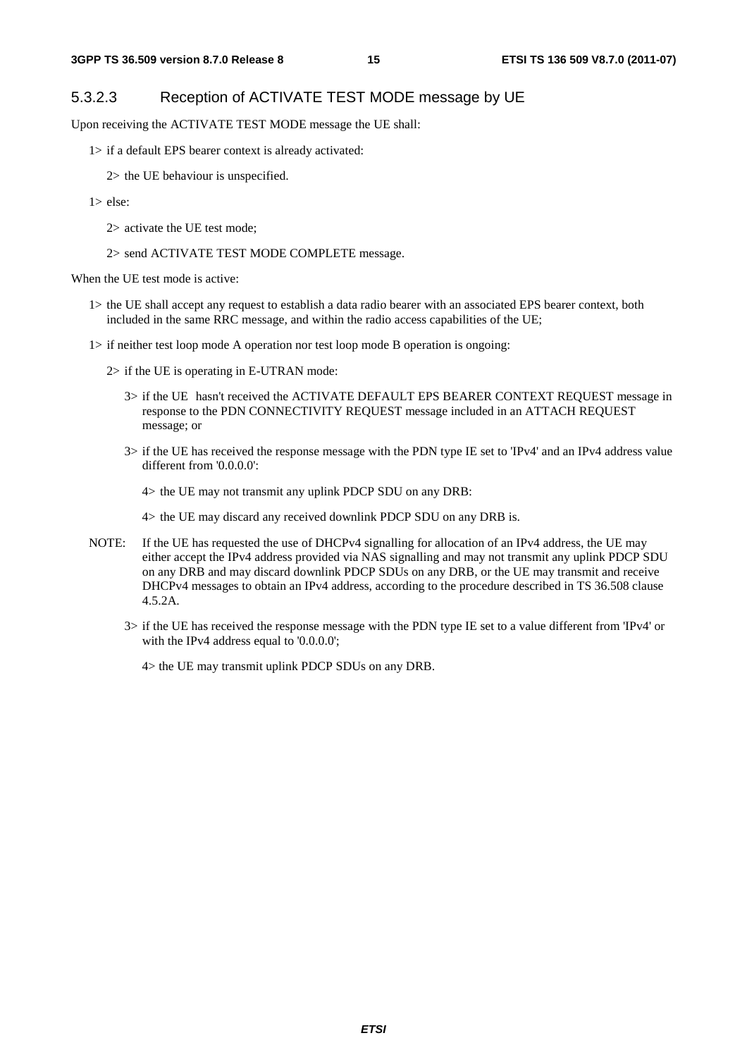### 5.3.2.3 Reception of ACTIVATE TEST MODE message by UE

Upon receiving the ACTIVATE TEST MODE message the UE shall:

1> if a default EPS bearer context is already activated:

2> the UE behaviour is unspecified.

1> else:

2> activate the UE test mode;

2> send ACTIVATE TEST MODE COMPLETE message.

When the UE test mode is active:

1> the UE shall accept any request to establish a data radio bearer with an associated EPS bearer context, both included in the same RRC message, and within the radio access capabilities of the UE;

1> if neither test loop mode A operation nor test loop mode B operation is ongoing:

2> if the UE is operating in E-UTRAN mode:

3> if the UE hasn't received the ACTIVATE DEFAULT EPS BEARER CONTEXT REQUEST message in response to the PDN CONNECTIVITY REQUEST message included in an ATTACH REQUEST message; or

3> if the UE has received the response message with the PDN type IE set to 'IPv4' and an IPv4 address value different from '0.0.0.0':

4> the UE may not transmit any uplink PDCP SDU on any DRB:

4> the UE may discard any received downlink PDCP SDU on any DRB is.

NOTE: If the UE has requested the use of DHCPv4 signalling for allocation of an IPv4 address, the UE may either accept the IPv4 address provided via NAS signalling and may not transmit any uplink PDCP SDU on any DRB and may discard downlink PDCP SDUs on any DRB, or the UE may transmit and receive DHCPv4 messages to obtain an IPv4 address, according to the procedure described in TS 36.508 clause 4.5.2A.

3> if the UE has received the response message with the PDN type IE set to a value different from 'IPv4' or with the IPv4 address equal to '0.0.0.0';

4> the UE may transmit uplink PDCP SDUs on any DRB.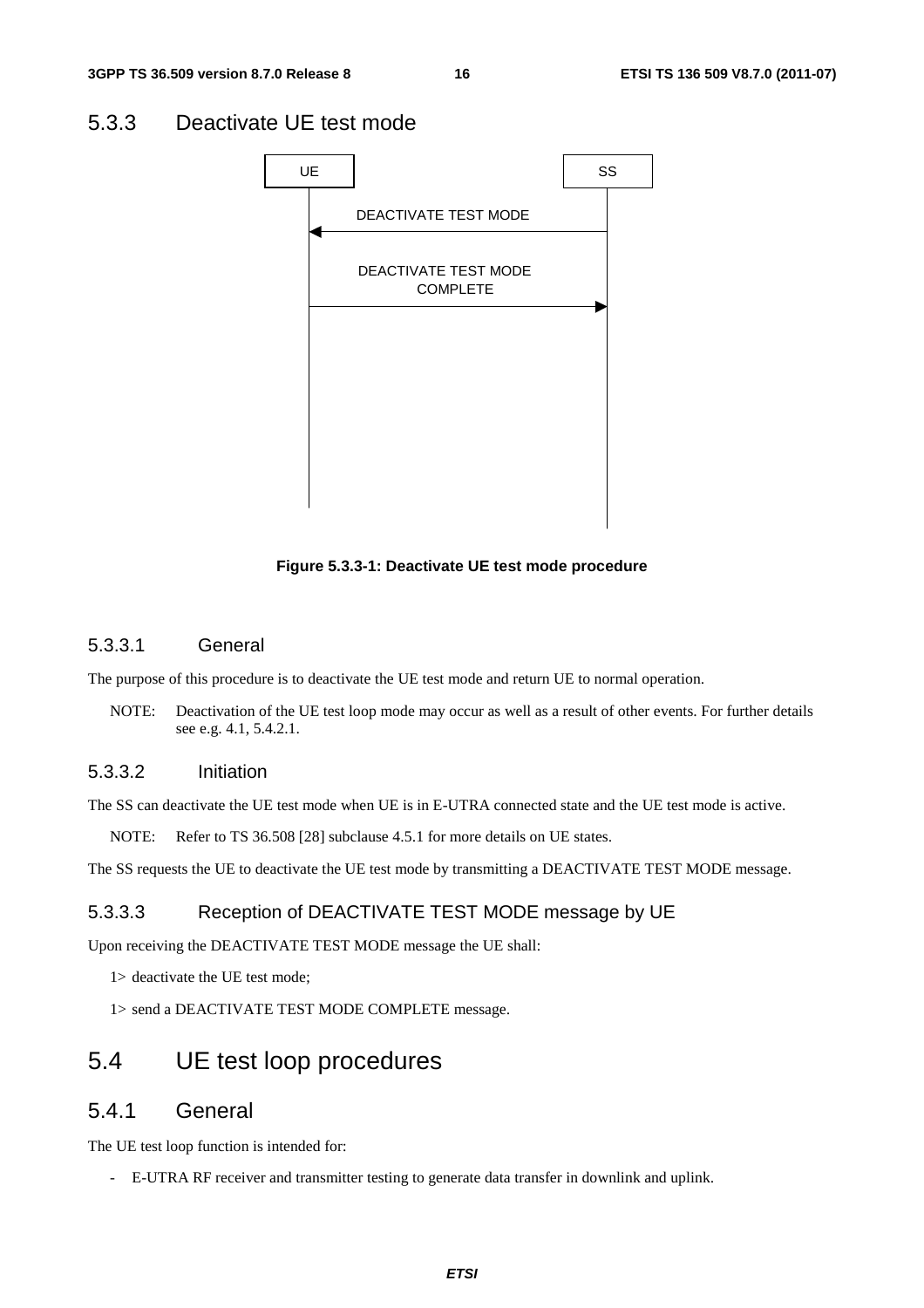## 5.3.3 Deactivate UE test mode

```
UE                                      SS
 |                                       |
 |        DEACTIVATE TEST MODE           |
 |<--------------------------------------|
 |                                       |
 |        DEACTIVATE TEST MODE           |
 |             COMPLETE                  |
 |-------------------------------------->|
 |                                       |
```

**Figure 5.3.3-1: Deactivate UE test mode procedure**

### 5.3.3.1 General

The purpose of this procedure is to deactivate the UE test mode and return UE to normal operation.

NOTE: Deactivation of the UE test loop mode may occur as well as a result of other events. For further details see e.g. 4.1, 5.4.2.1.

### 5.3.3.2 Initiation

The SS can deactivate the UE test mode when UE is in E-UTRA connected state and the UE test mode is active.

NOTE: Refer to TS 36.508 [28] subclause 4.5.1 for more details on UE states.

The SS requests the UE to deactivate the UE test mode by transmitting a DEACTIVATE TEST MODE message.

### 5.3.3.3 Reception of DEACTIVATE TEST MODE message by UE

Upon receiving the DEACTIVATE TEST MODE message the UE shall:

1> deactivate the UE test mode;

1> send a DEACTIVATE TEST MODE COMPLETE message.

# 5.4 UE test loop procedures

## 5.4.1 General

The UE test loop function is intended for:

- E-UTRA RF receiver and transmitter testing to generate data transfer in downlink and uplink.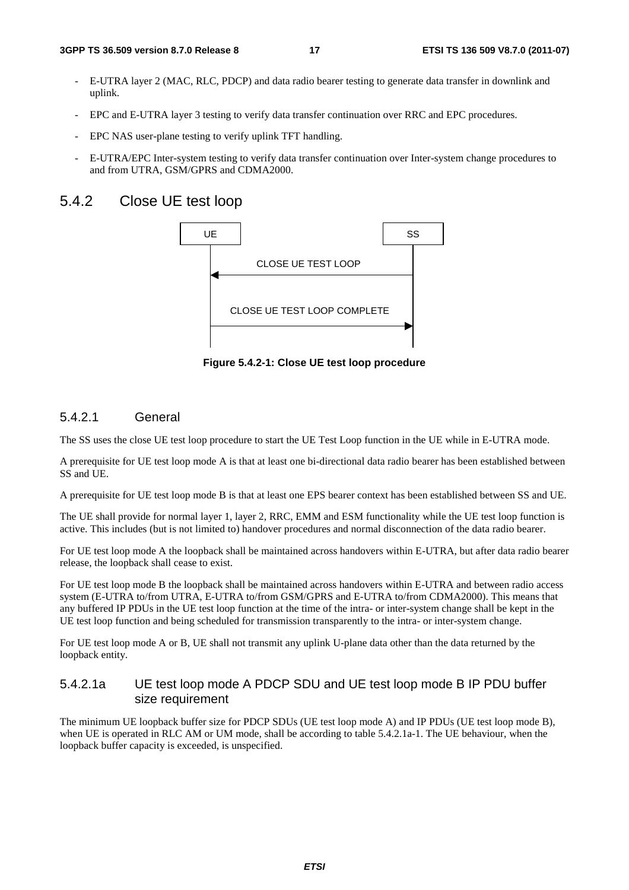- E-UTRA layer 2 (MAC, RLC, PDCP) and data radio bearer testing to generate data transfer in downlink and uplink.
- EPC and E-UTRA layer 3 testing to verify data transfer continuation over RRC and EPC procedures.
- EPC NAS user-plane testing to verify uplink TFT handling.
- E-UTRA/EPC Inter-system testing to verify data transfer continuation over Inter-system change procedures to and from UTRA, GSM/GPRS and CDMA2000.

## 5.4.2 Close UE test loop

UE | SS

CLOSE UE TEST LOOP (SS → UE)

CLOSE UE TEST LOOP COMPLETE (UE → SS)

**Figure 5.4.2-1: Close UE test loop procedure**

### 5.4.2.1 General

The SS uses the close UE test loop procedure to start the UE Test Loop function in the UE while in E-UTRA mode.

A prerequisite for UE test loop mode A is that at least one bi-directional data radio bearer has been established between SS and UE.

A prerequisite for UE test loop mode B is that at least one EPS bearer context has been established between SS and UE.

The UE shall provide for normal layer 1, layer 2, RRC, EMM and ESM functionality while the UE test loop function is active. This includes (but is not limited to) handover procedures and normal disconnection of the data radio bearer.

For UE test loop mode A the loopback shall be maintained across handovers within E-UTRA, but after data radio bearer release, the loopback shall cease to exist.

For UE test loop mode B the loopback shall be maintained across handovers within E-UTRA and between radio access system (E-UTRA to/from UTRA, E-UTRA to/from GSM/GPRS and E-UTRA to/from CDMA2000). This means that any buffered IP PDUs in the UE test loop function at the time of the intra- or inter-system change shall be kept in the UE test loop function and being scheduled for transmission transparently to the intra- or inter-system change.

For UE test loop mode A or B, UE shall not transmit any uplink U-plane data other than the data returned by the loopback entity.

### 5.4.2.1a UE test loop mode A PDCP SDU and UE test loop mode B IP PDU buffer size requirement

The minimum UE loopback buffer size for PDCP SDUs (UE test loop mode A) and IP PDUs (UE test loop mode B), when UE is operated in RLC AM or UM mode, shall be according to table 5.4.2.1a-1. The UE behaviour, when the loopback buffer capacity is exceeded, is unspecified.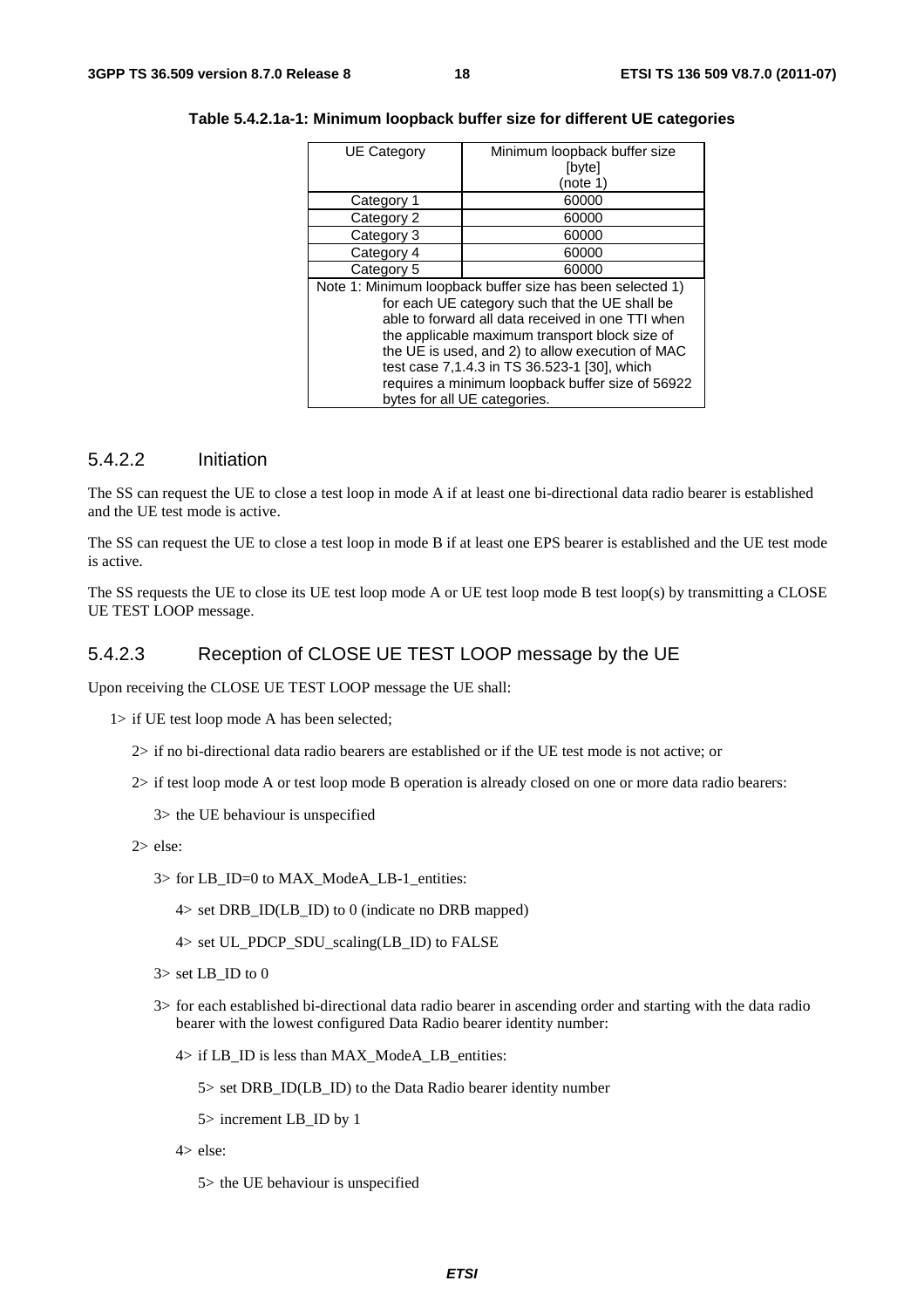**Table 5.4.2.1a-1: Minimum loopback buffer size for different UE categories**

| UE Category | Minimum loopback buffer size [byte] (note 1) |
|---|---|
| Category 1 | 60000 |
| Category 2 | 60000 |
| Category 3 | 60000 |
| Category 4 | 60000 |
| Category 5 | 60000 |
| Note 1: Minimum loopback buffer size has been selected 1) for each UE category such that the UE shall be able to forward all data received in one TTI when the applicable maximum transport block size of the UE is used, and 2) to allow execution of MAC test case 7,1.4.3 in TS 36.523-1 [30], which requires a minimum loopback buffer size of 56922 bytes for all UE categories. | |

### 5.4.2.2 Initiation

The SS can request the UE to close a test loop in mode A if at least one bi-directional data radio bearer is established and the UE test mode is active.

The SS can request the UE to close a test loop in mode B if at least one EPS bearer is established and the UE test mode is active.

The SS requests the UE to close its UE test loop mode A or UE test loop mode B test loop(s) by transmitting a CLOSE UE TEST LOOP message.

### 5.4.2.3 Reception of CLOSE UE TEST LOOP message by the UE

Upon receiving the CLOSE UE TEST LOOP message the UE shall:

- 1> if UE test loop mode A has been selected;
  - 2> if no bi-directional data radio bearers are established or if the UE test mode is not active; or
  - 2> if test loop mode A or test loop mode B operation is already closed on one or more data radio bearers:
    - 3> the UE behaviour is unspecified
  - 2> else:
    - 3> for LB_ID=0 to MAX_ModeA_LB-1_entities:
      - 4> set DRB_ID(LB_ID) to 0 (indicate no DRB mapped)
      - 4> set UL_PDCP_SDU_scaling(LB_ID) to FALSE
    - 3> set LB_ID to 0
    - 3> for each established bi-directional data radio bearer in ascending order and starting with the data radio bearer with the lowest configured Data Radio bearer identity number:
      - 4> if LB_ID is less than MAX_ModeA_LB_entities:
        - 5> set DRB_ID(LB_ID) to the Data Radio bearer identity number
        - 5> increment LB_ID by 1
      - 4> else:
        - 5> the UE behaviour is unspecified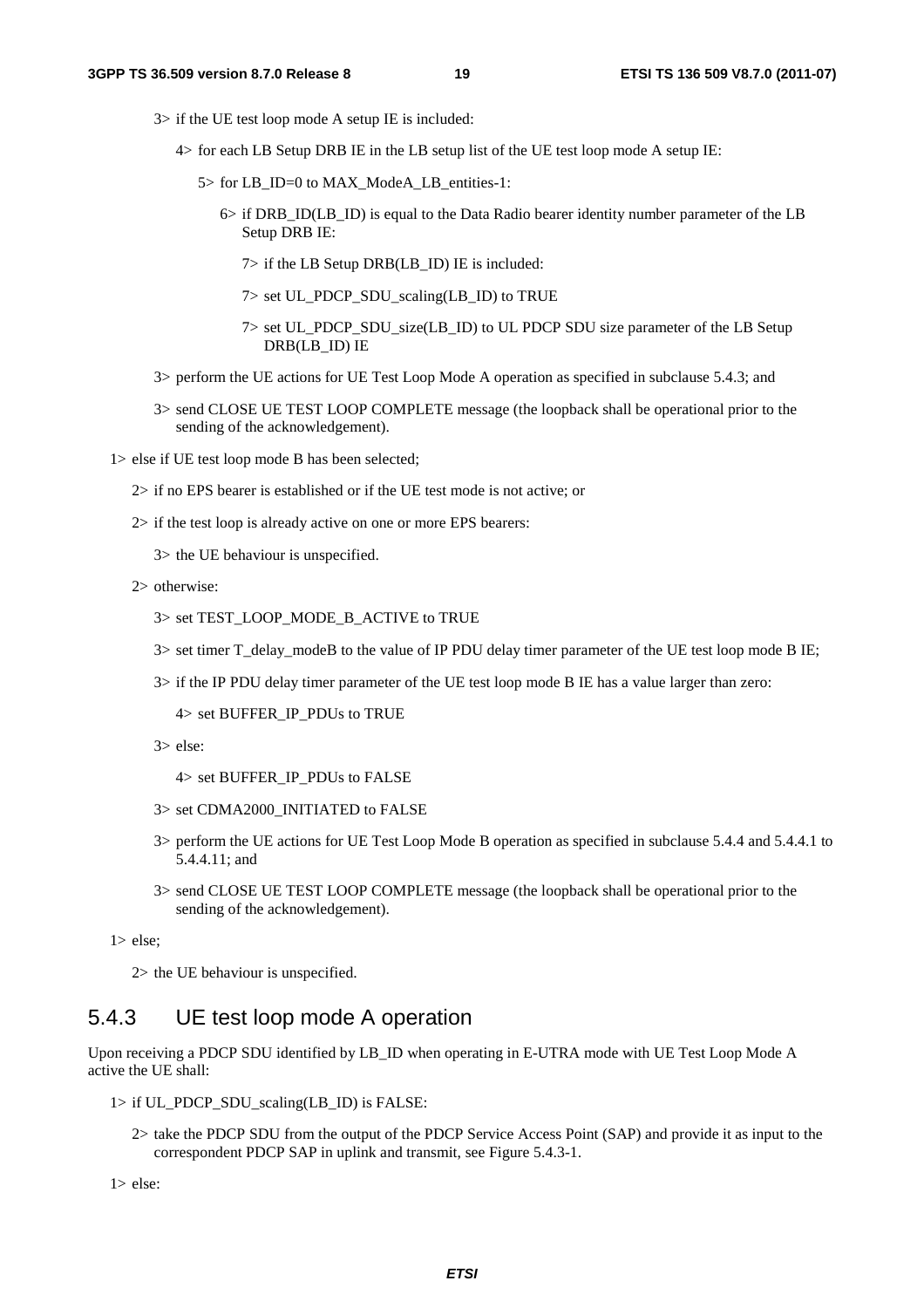3> if the UE test loop mode A setup IE is included:

4> for each LB Setup DRB IE in the LB setup list of the UE test loop mode A setup IE:

5> for LB_ID=0 to MAX_ModeA_LB_entities-1:

6> if DRB_ID(LB_ID) is equal to the Data Radio bearer identity number parameter of the LB Setup DRB IE:

7> if the LB Setup DRB(LB_ID) IE is included:

7> set UL_PDCP_SDU_scaling(LB_ID) to TRUE

7> set UL_PDCP_SDU_size(LB_ID) to UL PDCP SDU size parameter of the LB Setup DRB(LB_ID) IE

3> perform the UE actions for UE Test Loop Mode A operation as specified in subclause 5.4.3; and

3> send CLOSE UE TEST LOOP COMPLETE message (the loopback shall be operational prior to the sending of the acknowledgement).

1> else if UE test loop mode B has been selected;

2> if no EPS bearer is established or if the UE test mode is not active; or

2> if the test loop is already active on one or more EPS bearers:

3> the UE behaviour is unspecified.

2> otherwise:

3> set TEST_LOOP_MODE_B_ACTIVE to TRUE

3> set timer T_delay_modeB to the value of IP PDU delay timer parameter of the UE test loop mode B IE;

3> if the IP PDU delay timer parameter of the UE test loop mode B IE has a value larger than zero:

4> set BUFFER_IP_PDUs to TRUE

3> else:

4> set BUFFER_IP_PDUs to FALSE

3> set CDMA2000_INITIATED to FALSE

3> perform the UE actions for UE Test Loop Mode B operation as specified in subclause 5.4.4 and 5.4.4.1 to 5.4.4.11; and

3> send CLOSE UE TEST LOOP COMPLETE message (the loopback shall be operational prior to the sending of the acknowledgement).

1> else;

2> the UE behaviour is unspecified.

### 5.4.3 UE test loop mode A operation

Upon receiving a PDCP SDU identified by LB_ID when operating in E-UTRA mode with UE Test Loop Mode A active the UE shall:

1> if UL_PDCP_SDU_scaling(LB_ID) is FALSE:

2> take the PDCP SDU from the output of the PDCP Service Access Point (SAP) and provide it as input to the correspondent PDCP SAP in uplink and transmit, see Figure 5.4.3-1.

1> else: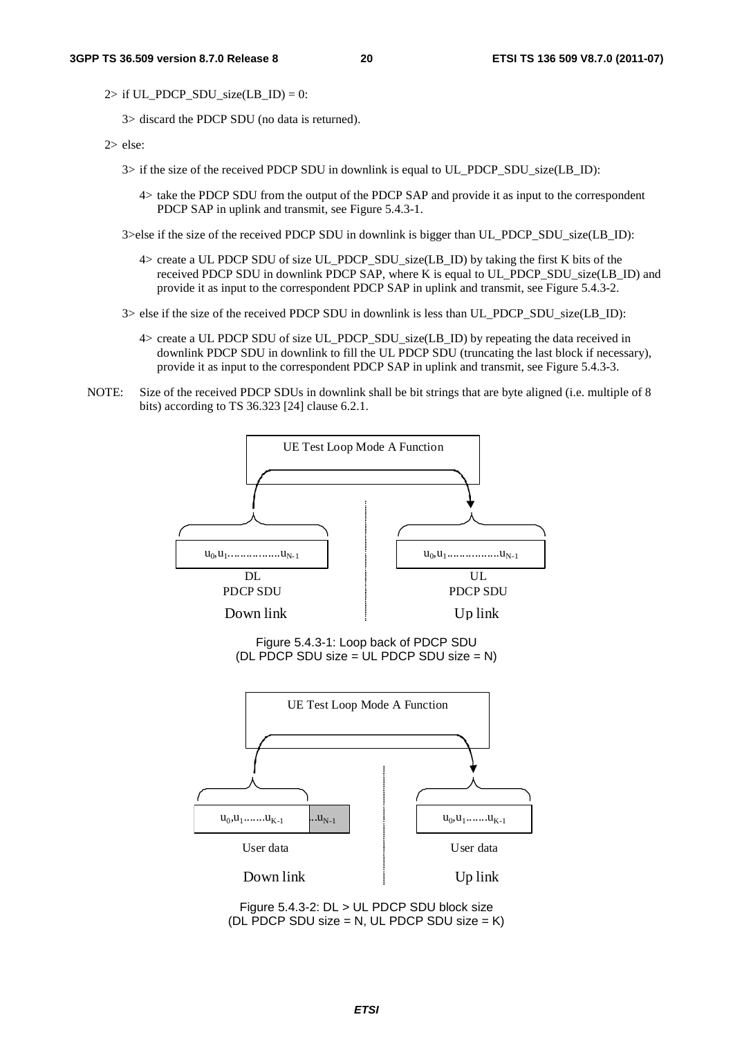2> if UL_PDCP_SDU_size(LB_ID) = 0:

3> discard the PDCP SDU (no data is returned).

2> else:

3> if the size of the received PDCP SDU in downlink is equal to UL_PDCP_SDU_size(LB_ID):

4> take the PDCP SDU from the output of the PDCP SAP and provide it as input to the correspondent PDCP SAP in uplink and transmit, see Figure 5.4.3-1.

3>else if the size of the received PDCP SDU in downlink is bigger than UL_PDCP_SDU_size(LB_ID):

4> create a UL PDCP SDU of size UL_PDCP_SDU_size(LB_ID) by taking the first K bits of the received PDCP SDU in downlink PDCP SAP, where K is equal to UL_PDCP_SDU_size(LB_ID) and provide it as input to the correspondent PDCP SAP in uplink and transmit, see Figure 5.4.3-2.

3> else if the size of the received PDCP SDU in downlink is less than UL_PDCP_SDU_size(LB_ID):

4> create a UL PDCP SDU of size UL_PDCP_SDU_size(LB_ID) by repeating the data received in downlink PDCP SDU in downlink to fill the UL PDCP SDU (truncating the last block if necessary), provide it as input to the correspondent PDCP SAP in uplink and transmit, see Figure 5.4.3-3.

NOTE: Size of the received PDCP SDUs in downlink shall be bit strings that are byte aligned (i.e. multiple of 8 bits) according to TS 36.323 [24] clause 6.2.1.

UE Test Loop Mode A Function

$u_0, u_1 \ldots\ldots\ldots\ldots u_{N-1}$ — DL PDCP SDU — Down link

$u_0, u_1 \ldots\ldots\ldots\ldots u_{N-1}$ — UL PDCP SDU — Up link

Figure 5.4.3-1: Loop back of PDCP SDU
(DL PDCP SDU size = UL PDCP SDU size = N)

UE Test Loop Mode A Function

$u_0, u_1 \ldots\ldots u_{K-1}$ $\ldots u_{N-1}$ — User data — Down link

$u_0, u_1 \ldots\ldots u_{K-1}$ — User data — Up link

Figure 5.4.3-2: DL > UL PDCP SDU block size
(DL PDCP SDU size = N, UL PDCP SDU size = K)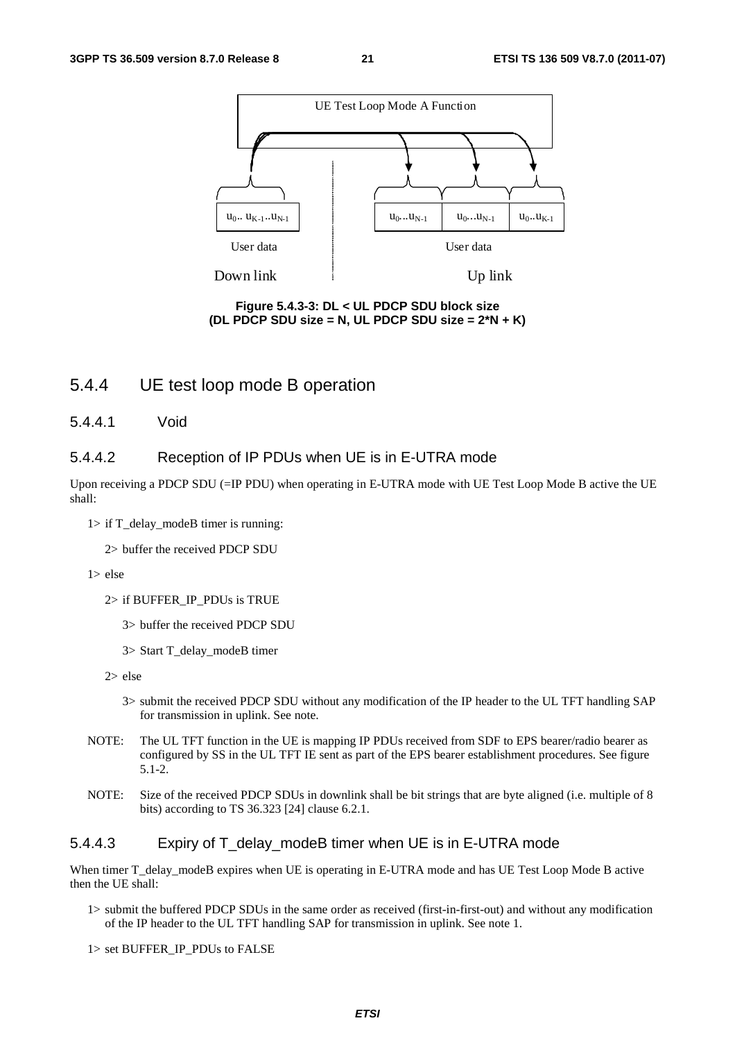Figure 5.4.3-3: DL < UL PDCP SDU block size
(DL PDCP SDU size = N, UL PDCP SDU size = 2*N + K)

### 5.4.4 UE test loop mode B operation

#### 5.4.4.1 Void

#### 5.4.4.2 Reception of IP PDUs when UE is in E-UTRA mode

Upon receiving a PDCP SDU (=IP PDU) when operating in E-UTRA mode with UE Test Loop Mode B active the UE shall:

1> if T_delay_modeB timer is running:

  2> buffer the received PDCP SDU

1> else

  2> if BUFFER_IP_PDUs is TRUE

    3> buffer the received PDCP SDU

    3> Start T_delay_modeB timer

  2> else

    3> submit the received PDCP SDU without any modification of the IP header to the UL TFT handling SAP for transmission in uplink. See note.

NOTE: The UL TFT function in the UE is mapping IP PDUs received from SDF to EPS bearer/radio bearer as configured by SS in the UL TFT IE sent as part of the EPS bearer establishment procedures. See figure 5.1-2.

NOTE: Size of the received PDCP SDUs in downlink shall be bit strings that are byte aligned (i.e. multiple of 8 bits) according to TS 36.323 [24] clause 6.2.1.

#### 5.4.4.3 Expiry of T_delay_modeB timer when UE is in E-UTRA mode

When timer T_delay_modeB expires when UE is operating in E-UTRA mode and has UE Test Loop Mode B active then the UE shall:

1> submit the buffered PDCP SDUs in the same order as received (first-in-first-out) and without any modification of the IP header to the UL TFT handling SAP for transmission in uplink. See note 1.

1> set BUFFER_IP_PDUs to FALSE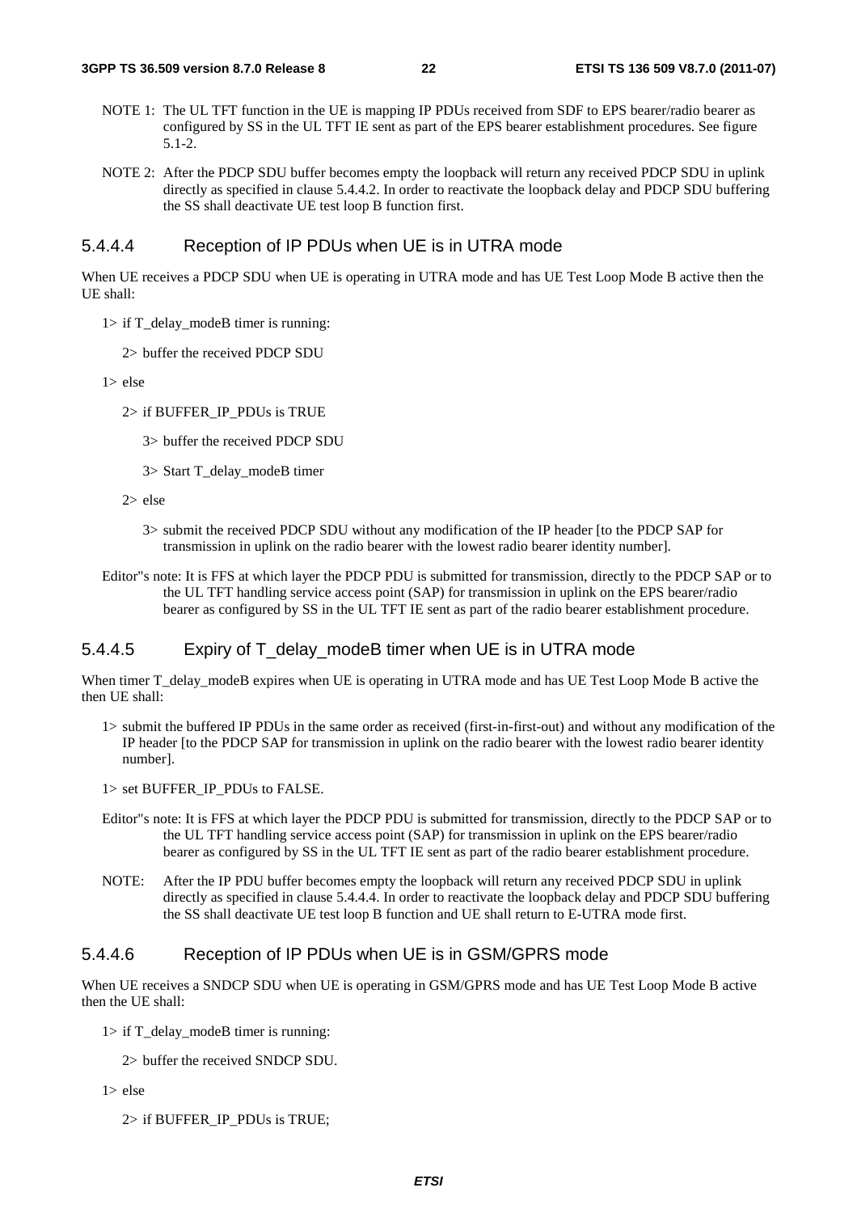NOTE 1: The UL TFT function in the UE is mapping IP PDUs received from SDF to EPS bearer/radio bearer as configured by SS in the UL TFT IE sent as part of the EPS bearer establishment procedures. See figure 5.1-2.

NOTE 2: After the PDCP SDU buffer becomes empty the loopback will return any received PDCP SDU in uplink directly as specified in clause 5.4.4.2. In order to reactivate the loopback delay and PDCP SDU buffering the SS shall deactivate UE test loop B function first.

#### 5.4.4.4 Reception of IP PDUs when UE is in UTRA mode

When UE receives a PDCP SDU when UE is operating in UTRA mode and has UE Test Loop Mode B active then the UE shall:

- 1> if T_delay_modeB timer is running:
  - 2> buffer the received PDCP SDU
- 1> else
  - 2> if BUFFER_IP_PDUs is TRUE
    - 3> buffer the received PDCP SDU
    - 3> Start T_delay_modeB timer
  - 2> else
    - 3> submit the received PDCP SDU without any modification of the IP header [to the PDCP SAP for transmission in uplink on the radio bearer with the lowest radio bearer identity number].

Editor"s note: It is FFS at which layer the PDCP PDU is submitted for transmission, directly to the PDCP SAP or to the UL TFT handling service access point (SAP) for transmission in uplink on the EPS bearer/radio bearer as configured by SS in the UL TFT IE sent as part of the radio bearer establishment procedure.

#### 5.4.4.5 Expiry of T_delay_modeB timer when UE is in UTRA mode

When timer T_delay_modeB expires when UE is operating in UTRA mode and has UE Test Loop Mode B active the then UE shall:

- 1> submit the buffered IP PDUs in the same order as received (first-in-first-out) and without any modification of the IP header [to the PDCP SAP for transmission in uplink on the radio bearer with the lowest radio bearer identity number].
- 1> set BUFFER_IP_PDUs to FALSE.

Editor"s note: It is FFS at which layer the PDCP PDU is submitted for transmission, directly to the PDCP SAP or to the UL TFT handling service access point (SAP) for transmission in uplink on the EPS bearer/radio bearer as configured by SS in the UL TFT IE sent as part of the radio bearer establishment procedure.

NOTE: After the IP PDU buffer becomes empty the loopback will return any received PDCP SDU in uplink directly as specified in clause 5.4.4.4. In order to reactivate the loopback delay and PDCP SDU buffering the SS shall deactivate UE test loop B function and UE shall return to E-UTRA mode first.

#### 5.4.4.6 Reception of IP PDUs when UE is in GSM/GPRS mode

When UE receives a SNDCP SDU when UE is operating in GSM/GPRS mode and has UE Test Loop Mode B active then the UE shall:

- 1> if T_delay_modeB timer is running:
  - 2> buffer the received SNDCP SDU.
- 1> else
  - 2> if BUFFER_IP_PDUs is TRUE;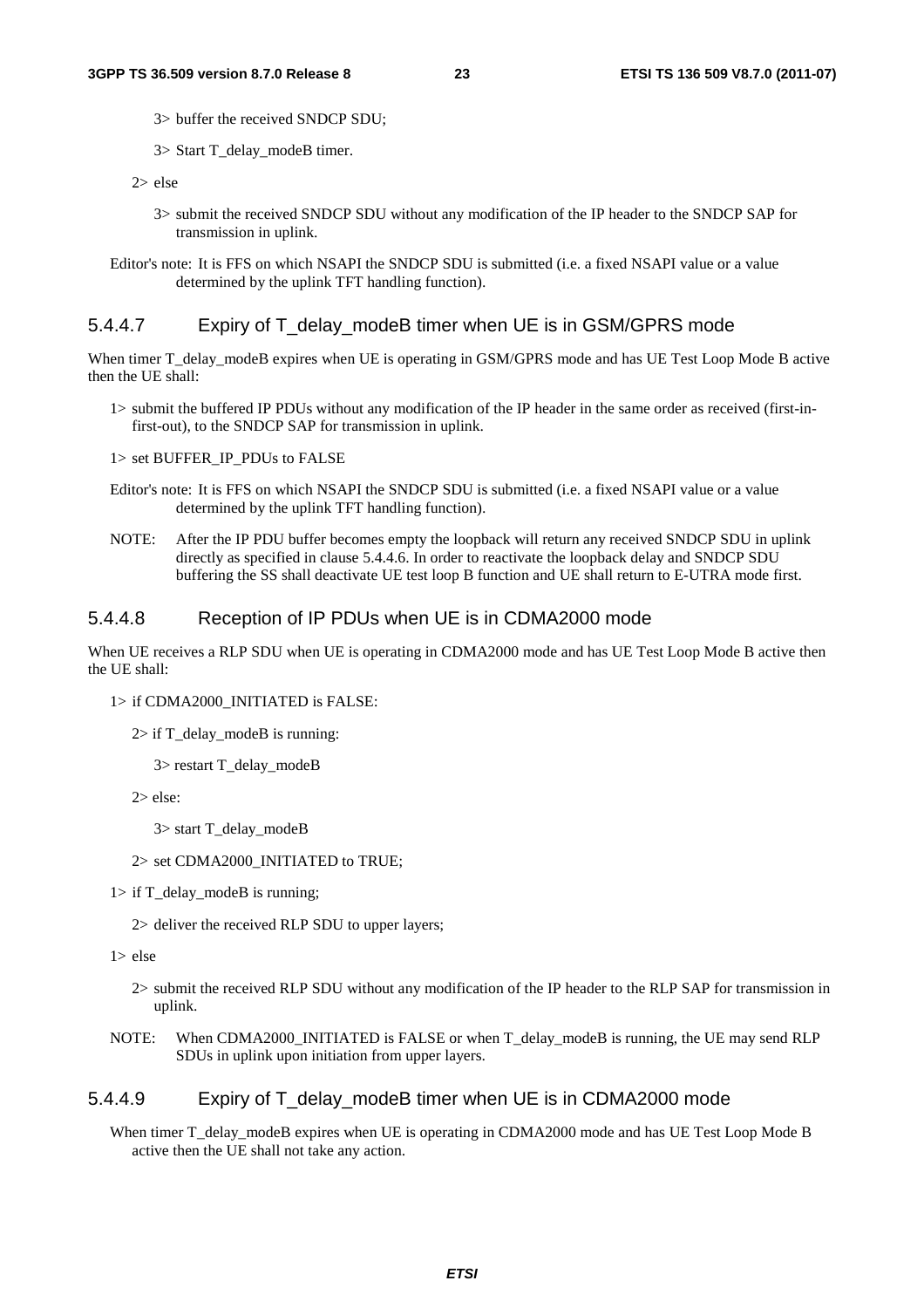3> buffer the received SNDCP SDU;

3> Start T_delay_modeB timer.

2> else

3> submit the received SNDCP SDU without any modification of the IP header to the SNDCP SAP for transmission in uplink.

Editor's note: It is FFS on which NSAPI the SNDCP SDU is submitted (i.e. a fixed NSAPI value or a value determined by the uplink TFT handling function).

### 5.4.4.7 Expiry of T_delay_modeB timer when UE is in GSM/GPRS mode

When timer T_delay_modeB expires when UE is operating in GSM/GPRS mode and has UE Test Loop Mode B active then the UE shall:

1> submit the buffered IP PDUs without any modification of the IP header in the same order as received (first-in-first-out), to the SNDCP SAP for transmission in uplink.

1> set BUFFER_IP_PDUs to FALSE

Editor's note: It is FFS on which NSAPI the SNDCP SDU is submitted (i.e. a fixed NSAPI value or a value determined by the uplink TFT handling function).

NOTE: After the IP PDU buffer becomes empty the loopback will return any received SNDCP SDU in uplink directly as specified in clause 5.4.4.6. In order to reactivate the loopback delay and SNDCP SDU buffering the SS shall deactivate UE test loop B function and UE shall return to E-UTRA mode first.

### 5.4.4.8 Reception of IP PDUs when UE is in CDMA2000 mode

When UE receives a RLP SDU when UE is operating in CDMA2000 mode and has UE Test Loop Mode B active then the UE shall:

1> if CDMA2000_INITIATED is FALSE:

2> if T_delay_modeB is running:

3> restart T_delay_modeB

2> else:

3> start T_delay_modeB

2> set CDMA2000_INITIATED to TRUE;

1> if T_delay_modeB is running;

2> deliver the received RLP SDU to upper layers;

1> else

2> submit the received RLP SDU without any modification of the IP header to the RLP SAP for transmission in uplink.

NOTE: When CDMA2000_INITIATED is FALSE or when T_delay_modeB is running, the UE may send RLP SDUs in uplink upon initiation from upper layers.

### 5.4.4.9 Expiry of T_delay_modeB timer when UE is in CDMA2000 mode

When timer T_delay_modeB expires when UE is operating in CDMA2000 mode and has UE Test Loop Mode B active then the UE shall not take any action.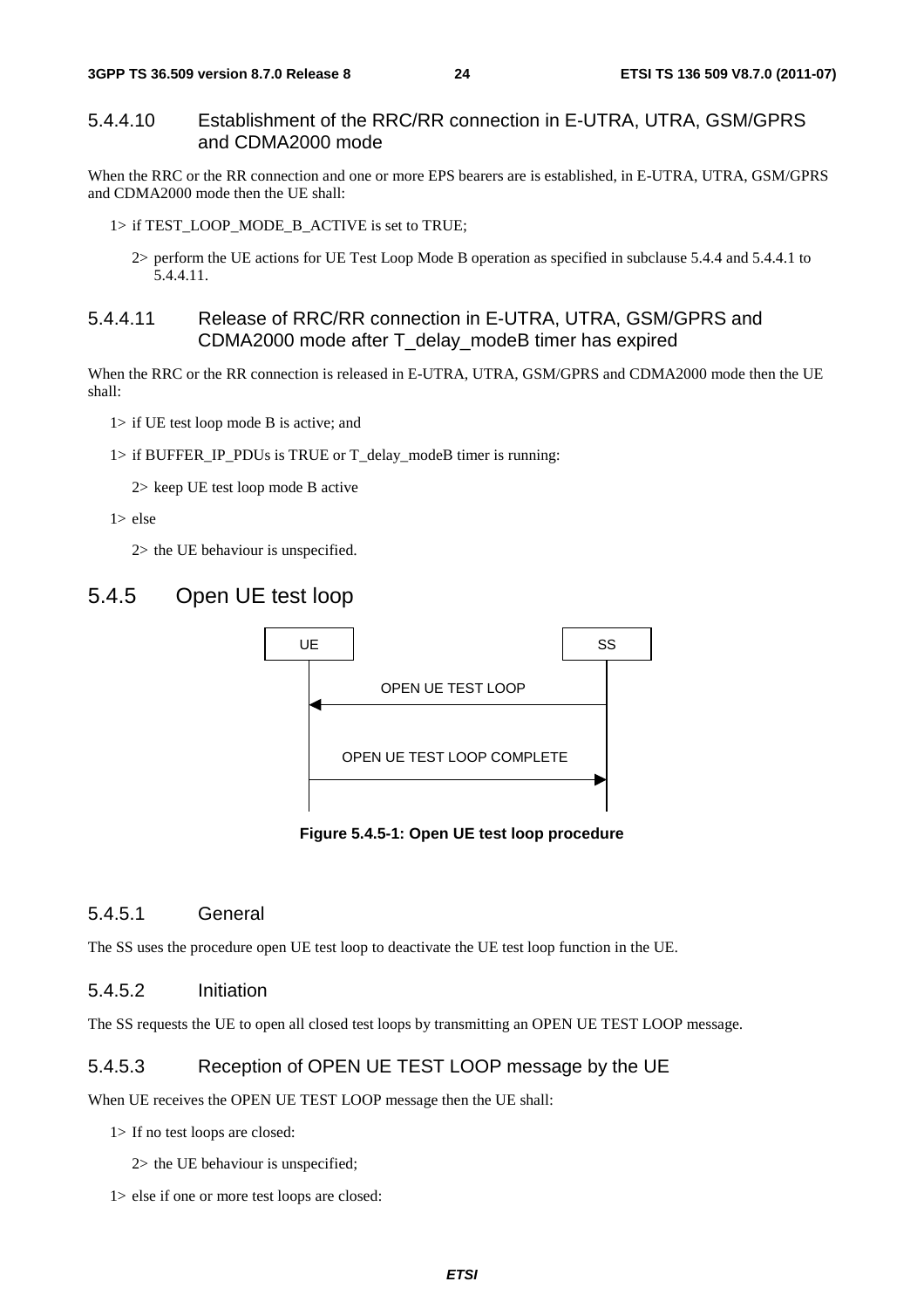#### 5.4.4.10 Establishment of the RRC/RR connection in E-UTRA, UTRA, GSM/GPRS and CDMA2000 mode

When the RRC or the RR connection and one or more EPS bearers are is established, in E-UTRA, UTRA, GSM/GPRS and CDMA2000 mode then the UE shall:

1> if TEST_LOOP_MODE_B_ACTIVE is set to TRUE;

2> perform the UE actions for UE Test Loop Mode B operation as specified in subclause 5.4.4 and 5.4.4.1 to 5.4.4.11.

#### 5.4.4.11 Release of RRC/RR connection in E-UTRA, UTRA, GSM/GPRS and CDMA2000 mode after T_delay_modeB timer has expired

When the RRC or the RR connection is released in E-UTRA, UTRA, GSM/GPRS and CDMA2000 mode then the UE shall:

1> if UE test loop mode B is active; and

1> if BUFFER_IP_PDUs is TRUE or T_delay_modeB timer is running:

2> keep UE test loop mode B active

1> else

2> the UE behaviour is unspecified.

### 5.4.5 Open UE test loop

```
UE                                SS
|                                 |
|        OPEN UE TEST LOOP        |
|<--------------------------------|
|                                 |
|   OPEN UE TEST LOOP COMPLETE    |
|-------------------------------->|
|                                 |
```

**Figure 5.4.5-1: Open UE test loop procedure**

#### 5.4.5.1 General

The SS uses the procedure open UE test loop to deactivate the UE test loop function in the UE.

#### 5.4.5.2 Initiation

The SS requests the UE to open all closed test loops by transmitting an OPEN UE TEST LOOP message.

#### 5.4.5.3 Reception of OPEN UE TEST LOOP message by the UE

When UE receives the OPEN UE TEST LOOP message then the UE shall:

1> If no test loops are closed:

2> the UE behaviour is unspecified;

1> else if one or more test loops are closed: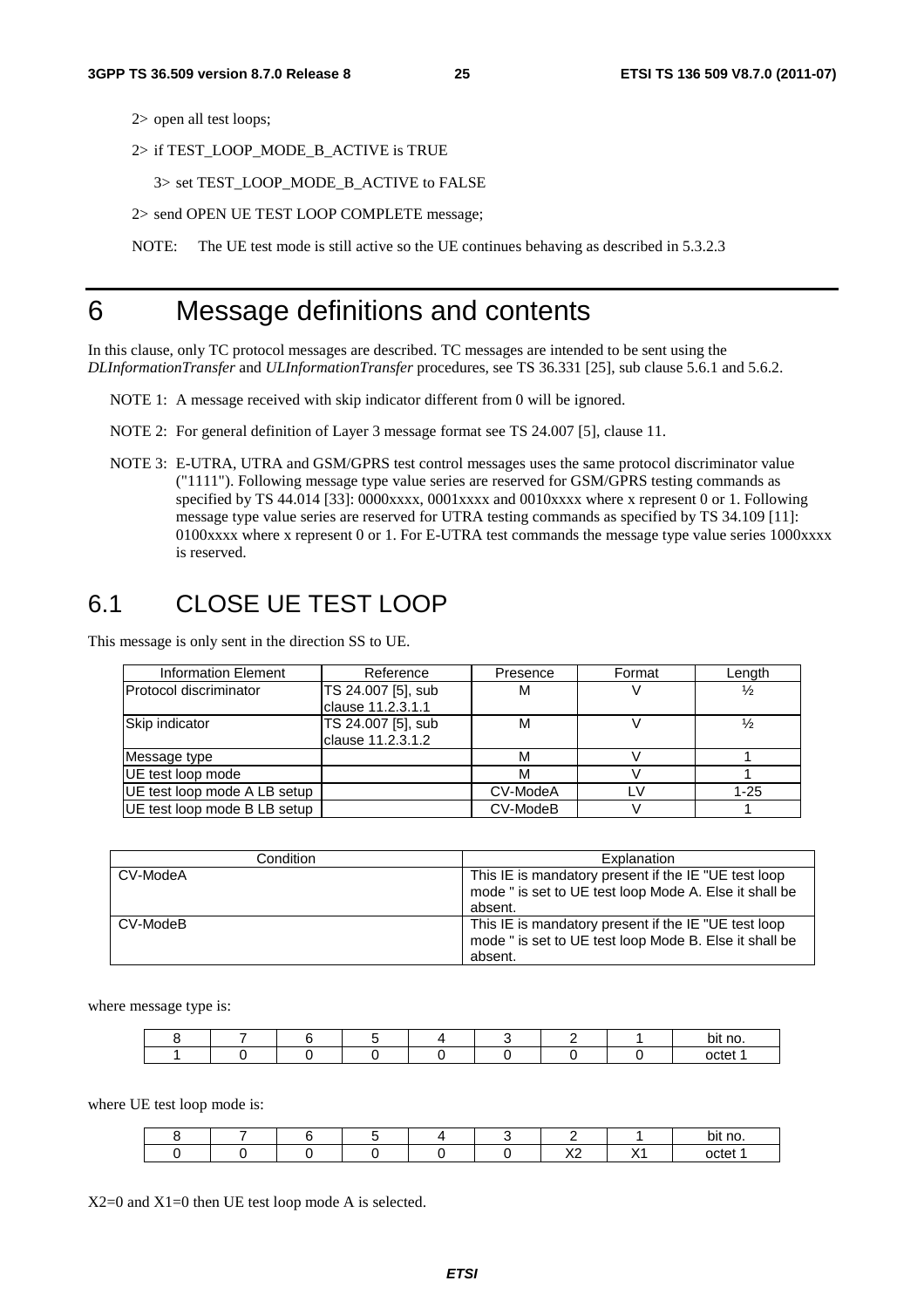2> open all test loops;

2> if TEST_LOOP_MODE_B_ACTIVE is TRUE

3> set TEST_LOOP_MODE_B_ACTIVE to FALSE

2> send OPEN UE TEST LOOP COMPLETE message;

NOTE: The UE test mode is still active so the UE continues behaving as described in 5.3.2.3

# 6 Message definitions and contents

In this clause, only TC protocol messages are described. TC messages are intended to be sent using the *DLInformationTransfer* and *ULInformationTransfer* procedures, see TS 36.331 [25], sub clause 5.6.1 and 5.6.2.

NOTE 1: A message received with skip indicator different from 0 will be ignored.

NOTE 2: For general definition of Layer 3 message format see TS 24.007 [5], clause 11.

NOTE 3: E-UTRA, UTRA and GSM/GPRS test control messages uses the same protocol discriminator value ("1111"). Following message type value series are reserved for GSM/GPRS testing commands as specified by TS 44.014 [33]: 0000xxxx, 0001xxxx and 0010xxxx where x represent 0 or 1. Following message type value series are reserved for UTRA testing commands as specified by TS 34.109 [11]: 0100xxxx where x represent 0 or 1. For E-UTRA test commands the message type value series 1000xxxx is reserved.

## 6.1 CLOSE UE TEST LOOP

This message is only sent in the direction SS to UE.

| Information Element | Reference | Presence | Format | Length |
|---|---|---|---|---|
| Protocol discriminator | TS 24.007 [5], sub clause 11.2.3.1.1 | M | V | ½ |
| Skip indicator | TS 24.007 [5], sub clause 11.2.3.1.2 | M | V | ½ |
| Message type | | M | V | 1 |
| UE test loop mode | | M | V | 1 |
| UE test loop mode A LB setup | | CV-ModeA | LV | 1-25 |
| UE test loop mode B LB setup | | CV-ModeB | V | 1 |

| Condition | Explanation |
|---|---|
| CV-ModeA | This IE is mandatory present if the IE "UE test loop mode " is set to UE test loop Mode A. Else it shall be absent. |
| CV-ModeB | This IE is mandatory present if the IE "UE test loop mode " is set to UE test loop Mode B. Else it shall be absent. |

where message type is:

| 8 | 7 | 6 | 5 | 4 | 3 | 2 | 1 | bit no. |
|---|---|---|---|---|---|---|---|---|
| 1 | 0 | 0 | 0 | 0 | 0 | 0 | 0 | octet 1 |

where UE test loop mode is:

| 8 | 7 | 6 | 5 | 4 | 3 | 2 | 1 | bit no. |
|---|---|---|---|---|---|---|---|---|
| 0 | 0 | 0 | 0 | 0 | 0 | X2 | X1 | octet 1 |

X2=0 and X1=0 then UE test loop mode A is selected.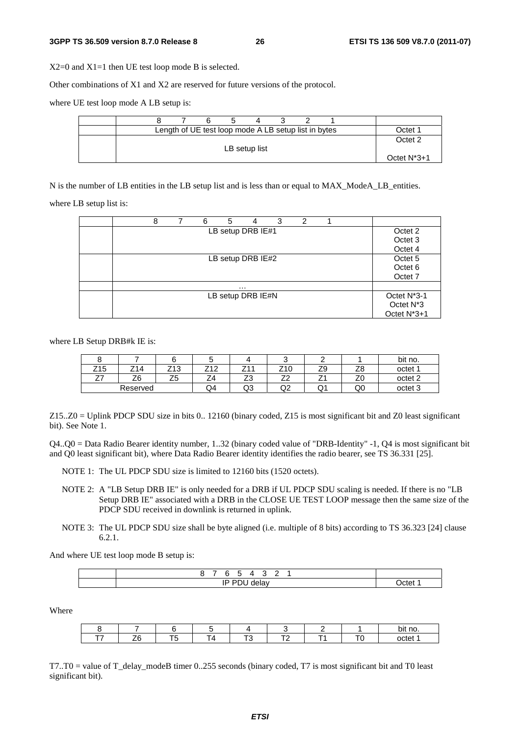X2=0 and X1=1 then UE test loop mode B is selected.

Other combinations of X1 and X2 are reserved for future versions of the protocol.

where UE test loop mode A LB setup is:

| | 8 7 6 5 4 3 2 1 | |
|---|---|---|
| | Length of UE test loop mode A LB setup list in bytes | Octet 1 |
| | LB setup list | Octet 2<br>Octet N*3+1 |

N is the number of LB entities in the LB setup list and is less than or equal to MAX_ModeA_LB_entities.

where LB setup list is:

| | 8 7 6 5 4 3 2 1 | |
|---|---|---|
| | LB setup DRB IE#1 | Octet 2<br>Octet 3<br>Octet 4 |
| | LB setup DRB IE#2 | Octet 5<br>Octet 6<br>Octet 7 |
| | … | |
| | LB setup DRB IE#N | Octet N*3-1<br>Octet N*3<br>Octet N*3+1 |

where LB Setup DRB#k IE is:

| 8 | 7 | 6 | 5 | 4 | 3 | 2 | 1 | bit no. |
|---|---|---|---|---|---|---|---|---|
| Z15 | Z14 | Z13 | Z12 | Z11 | Z10 | Z9 | Z8 | octet 1 |
| Z7 | Z6 | Z5 | Z4 | Z3 | Z2 | Z1 | Z0 | octet 2 |
| Reserved | | | Q4 | Q3 | Q2 | Q1 | Q0 | octet 3 |

Z15..Z0 = Uplink PDCP SDU size in bits 0.. 12160 (binary coded, Z15 is most significant bit and Z0 least significant bit). See Note 1.

Q4..Q0 = Data Radio Bearer identity number, 1..32 (binary coded value of "DRB-Identity" -1, Q4 is most significant bit and Q0 least significant bit), where Data Radio Bearer identity identifies the radio bearer, see TS 36.331 [25].

NOTE 1: The UL PDCP SDU size is limited to 12160 bits (1520 octets).

NOTE 2: A "LB Setup DRB IE" is only needed for a DRB if UL PDCP SDU scaling is needed. If there is no "LB Setup DRB IE" associated with a DRB in the CLOSE UE TEST LOOP message then the same size of the PDCP SDU received in downlink is returned in uplink.

NOTE 3: The UL PDCP SDU size shall be byte aligned (i.e. multiple of 8 bits) according to TS 36.323 [24] clause 6.2.1.

And where UE test loop mode B setup is:

| | 8 7 6 5 4 3 2 1 | |
|---|---|---|
| | IP PDU delay | Octet 1 |

Where

| 8 | 7 | 6 | 5 | 4 | 3 | 2 | 1 | bit no. |
|---|---|---|---|---|---|---|---|---|
| T7 | Z6 | T5 | T4 | T3 | T2 | T1 | T0 | octet 1 |

T7..T0 = value of T_delay_modeB timer 0..255 seconds (binary coded, T7 is most significant bit and T0 least significant bit).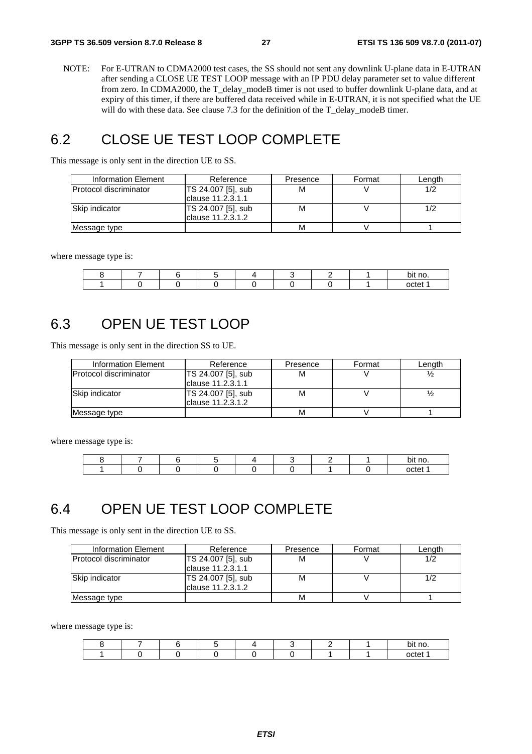NOTE: For E-UTRAN to CDMA2000 test cases, the SS should not sent any downlink U-plane data in E-UTRAN after sending a CLOSE UE TEST LOOP message with an IP PDU delay parameter set to value different from zero. In CDMA2000, the T_delay_modeB timer is not used to buffer downlink U-plane data, and at expiry of this timer, if there are buffered data received while in E-UTRAN, it is not specified what the UE will do with these data. See clause 7.3 for the definition of the T_delay_modeB timer.

## 6.2 CLOSE UE TEST LOOP COMPLETE

This message is only sent in the direction UE to SS.

| Information Element | Reference | Presence | Format | Length |
|---|---|---|---|---|
| Protocol discriminator | TS 24.007 [5], sub clause 11.2.3.1.1 | M | V | 1/2 |
| Skip indicator | TS 24.007 [5], sub clause 11.2.3.1.2 | M | V | 1/2 |
| Message type | | M | V | 1 |

where message type is:

| 8 | 7 | 6 | 5 | 4 | 3 | 2 | 1 | bit no. |
|---|---|---|---|---|---|---|---|---|
| 1 | 0 | 0 | 0 | 0 | 0 | 0 | 1 | octet 1 |

## 6.3 OPEN UE TEST LOOP

This message is only sent in the direction SS to UE.

| Information Element | Reference | Presence | Format | Length |
|---|---|---|---|---|
| Protocol discriminator | TS 24.007 [5], sub clause 11.2.3.1.1 | M | V | ½ |
| Skip indicator | TS 24.007 [5], sub clause 11.2.3.1.2 | M | V | ½ |
| Message type | | M | V | 1 |

where message type is:

| 8 | 7 | 6 | 5 | 4 | 3 | 2 | 1 | bit no. |
|---|---|---|---|---|---|---|---|---|
| 1 | 0 | 0 | 0 | 0 | 0 | 1 | 0 | octet 1 |

## 6.4 OPEN UE TEST LOOP COMPLETE

This message is only sent in the direction UE to SS.

| Information Element | Reference | Presence | Format | Length |
|---|---|---|---|---|
| Protocol discriminator | TS 24.007 [5], sub clause 11.2.3.1.1 | M | V | 1/2 |
| Skip indicator | TS 24.007 [5], sub clause 11.2.3.1.2 | M | V | 1/2 |
| Message type | | M | V | 1 |

where message type is:

| 8 | 7 | 6 | 5 | 4 | 3 | 2 | 1 | bit no. |
|---|---|---|---|---|---|---|---|---|
| 1 | 0 | 0 | 0 | 0 | 0 | 1 | 1 | octet 1 |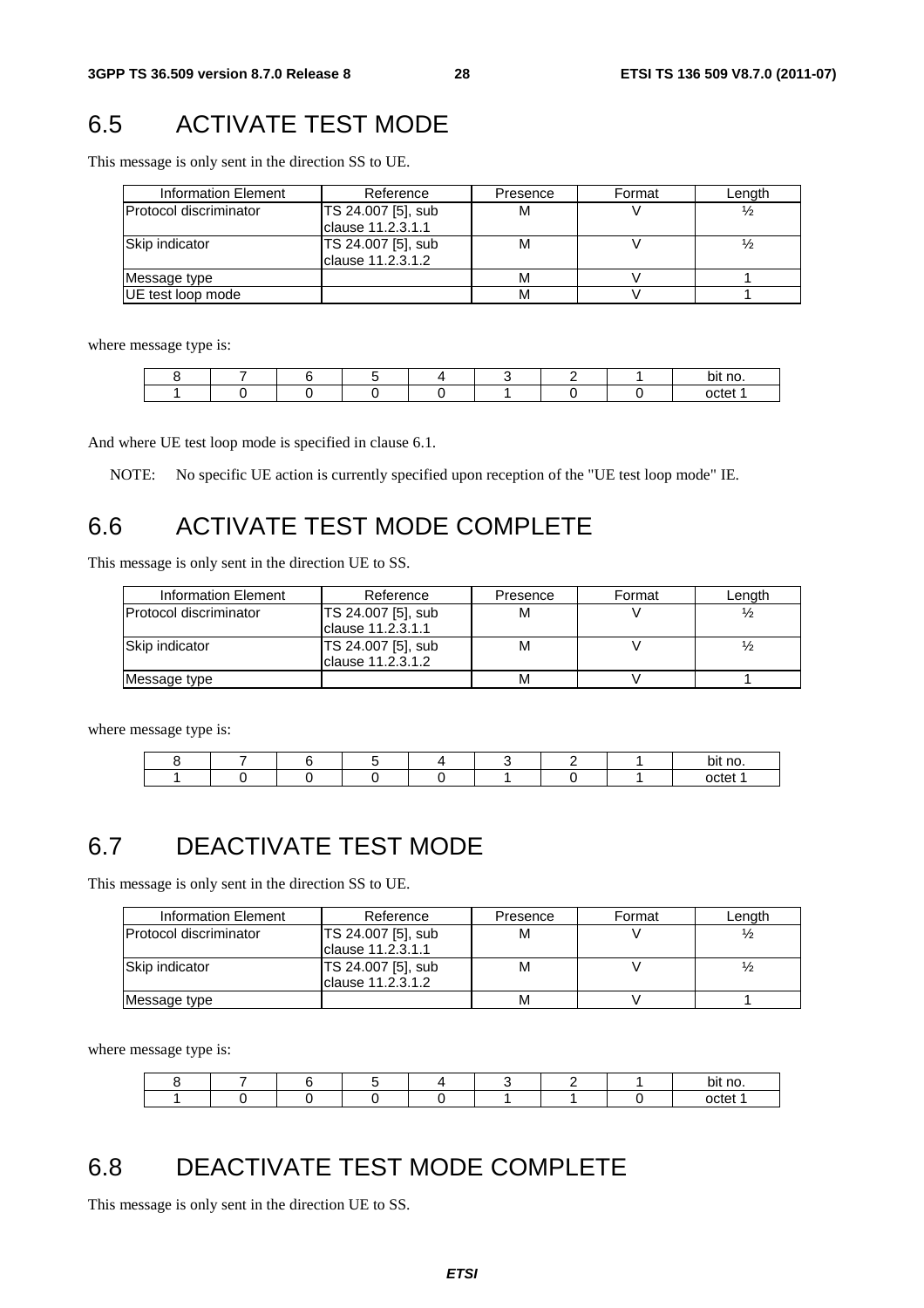## 6.5 ACTIVATE TEST MODE

This message is only sent in the direction SS to UE.

| Information Element | Reference | Presence | Format | Length |
|---|---|---|---|---|
| Protocol discriminator | TS 24.007 [5], sub clause 11.2.3.1.1 | M | V | ½ |
| Skip indicator | TS 24.007 [5], sub clause 11.2.3.1.2 | M | V | ½ |
| Message type | | M | V | 1 |
| UE test loop mode | | M | V | 1 |

where message type is:

| 8 | 7 | 6 | 5 | 4 | 3 | 2 | 1 | bit no. |
|---|---|---|---|---|---|---|---|---|
| 1 | 0 | 0 | 0 | 0 | 1 | 0 | 0 | octet 1 |

And where UE test loop mode is specified in clause 6.1.

NOTE: No specific UE action is currently specified upon reception of the "UE test loop mode" IE.

## 6.6 ACTIVATE TEST MODE COMPLETE

This message is only sent in the direction UE to SS.

| Information Element | Reference | Presence | Format | Length |
|---|---|---|---|---|
| Protocol discriminator | TS 24.007 [5], sub clause 11.2.3.1.1 | M | V | ½ |
| Skip indicator | TS 24.007 [5], sub clause 11.2.3.1.2 | M | V | ½ |
| Message type | | M | V | 1 |

where message type is:

| 8 | 7 | 6 | 5 | 4 | 3 | 2 | 1 | bit no. |
|---|---|---|---|---|---|---|---|---|
| 1 | 0 | 0 | 0 | 0 | 1 | 0 | 1 | octet 1 |

## 6.7 DEACTIVATE TEST MODE

This message is only sent in the direction SS to UE.

| Information Element | Reference | Presence | Format | Length |
|---|---|---|---|---|
| Protocol discriminator | TS 24.007 [5], sub clause 11.2.3.1.1 | M | V | ½ |
| Skip indicator | TS 24.007 [5], sub clause 11.2.3.1.2 | M | V | ½ |
| Message type | | M | V | 1 |

where message type is:

| 8 | 7 | 6 | 5 | 4 | 3 | 2 | 1 | bit no. |
|---|---|---|---|---|---|---|---|---|
| 1 | 0 | 0 | 0 | 0 | 1 | 1 | 0 | octet 1 |

## 6.8 DEACTIVATE TEST MODE COMPLETE

This message is only sent in the direction UE to SS.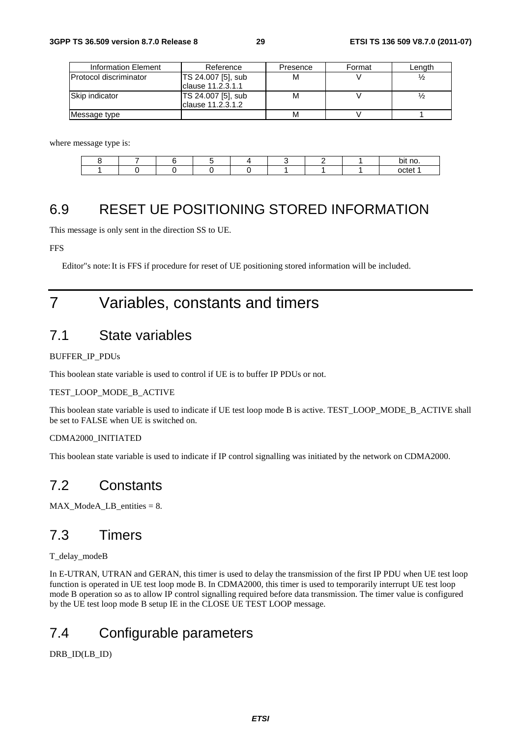| Information Element | Reference | Presence | Format | Length |
|---|---|---|---|---|
| Protocol discriminator | TS 24.007 [5], sub clause 11.2.3.1.1 | M | V | ½ |
| Skip indicator | TS 24.007 [5], sub clause 11.2.3.1.2 | M | V | ½ |
| Message type | | M | V | 1 |

where message type is:

| 8 | 7 | 6 | 5 | 4 | 3 | 2 | 1 | bit no. |
|---|---|---|---|---|---|---|---|---|
| 1 | 0 | 0 | 0 | 0 | 1 | 1 | 1 | octet 1 |

## 6.9 RESET UE POSITIONING STORED INFORMATION

This message is only sent in the direction SS to UE.

FFS

Editor"s note: It is FFS if procedure for reset of UE positioning stored information will be included.

# 7 Variables, constants and timers

## 7.1 State variables

BUFFER_IP_PDUs

This boolean state variable is used to control if UE is to buffer IP PDUs or not.

TEST_LOOP_MODE_B_ACTIVE

This boolean state variable is used to indicate if UE test loop mode B is active. TEST_LOOP_MODE_B_ACTIVE shall be set to FALSE when UE is switched on.

CDMA2000_INITIATED

This boolean state variable is used to indicate if IP control signalling was initiated by the network on CDMA2000.

## 7.2 Constants

MAX_ModeA_LB_entities = 8.

## 7.3 Timers

T_delay_modeB

In E-UTRAN, UTRAN and GERAN, this timer is used to delay the transmission of the first IP PDU when UE test loop function is operated in UE test loop mode B. In CDMA2000, this timer is used to temporarily interrupt UE test loop mode B operation so as to allow IP control signalling required before data transmission. The timer value is configured by the UE test loop mode B setup IE in the CLOSE UE TEST LOOP message.

## 7.4 Configurable parameters

DRB_ID(LB_ID)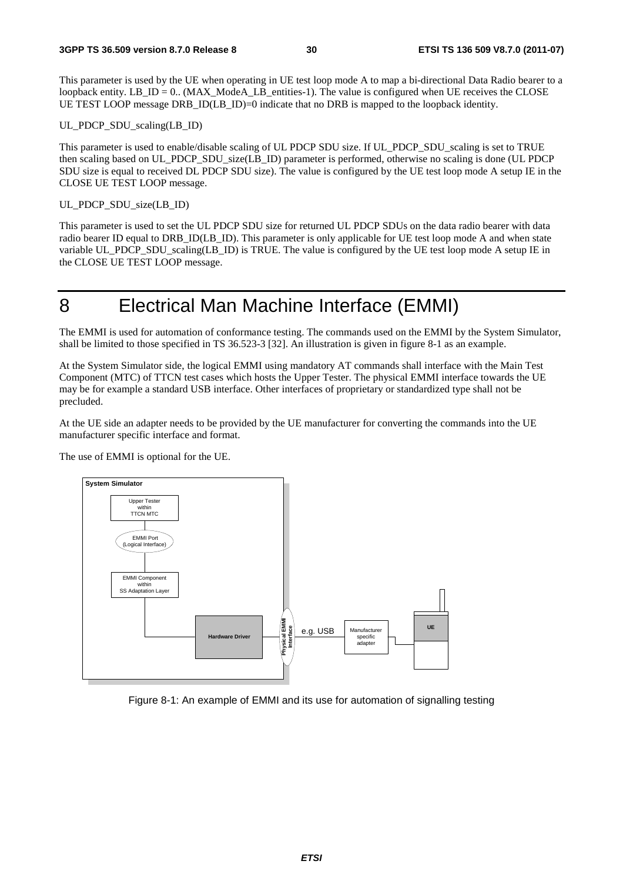This parameter is used by the UE when operating in UE test loop mode A to map a bi-directional Data Radio bearer to a loopback entity. LB_ID = 0.. (MAX_ModeA_LB_entities-1). The value is configured when UE receives the CLOSE UE TEST LOOP message DRB_ID(LB_ID)=0 indicate that no DRB is mapped to the loopback identity.

UL_PDCP_SDU_scaling(LB_ID)

This parameter is used to enable/disable scaling of UL PDCP SDU size. If UL_PDCP_SDU_scaling is set to TRUE then scaling based on UL_PDCP_SDU_size(LB_ID) parameter is performed, otherwise no scaling is done (UL PDCP SDU size is equal to received DL PDCP SDU size). The value is configured by the UE test loop mode A setup IE in the CLOSE UE TEST LOOP message.

UL_PDCP_SDU_size(LB_ID)

This parameter is used to set the UL PDCP SDU size for returned UL PDCP SDUs on the data radio bearer with data radio bearer ID equal to DRB_ID(LB_ID). This parameter is only applicable for UE test loop mode A and when state variable UL_PDCP_SDU_scaling(LB_ID) is TRUE. The value is configured by the UE test loop mode A setup IE in the CLOSE UE TEST LOOP message.

# 8 Electrical Man Machine Interface (EMMI)

The EMMI is used for automation of conformance testing. The commands used on the EMMI by the System Simulator, shall be limited to those specified in TS 36.523-3 [32]. An illustration is given in figure 8-1 as an example.

At the System Simulator side, the logical EMMI using mandatory AT commands shall interface with the Main Test Component (MTC) of TTCN test cases which hosts the Upper Tester. The physical EMMI interface towards the UE may be for example a standard USB interface. Other interfaces of proprietary or standardized type shall not be precluded.

At the UE side an adapter needs to be provided by the UE manufacturer for converting the commands into the UE manufacturer specific interface and format.

The use of EMMI is optional for the UE.

Figure 8-1: An example of EMMI and its use for automation of signalling testing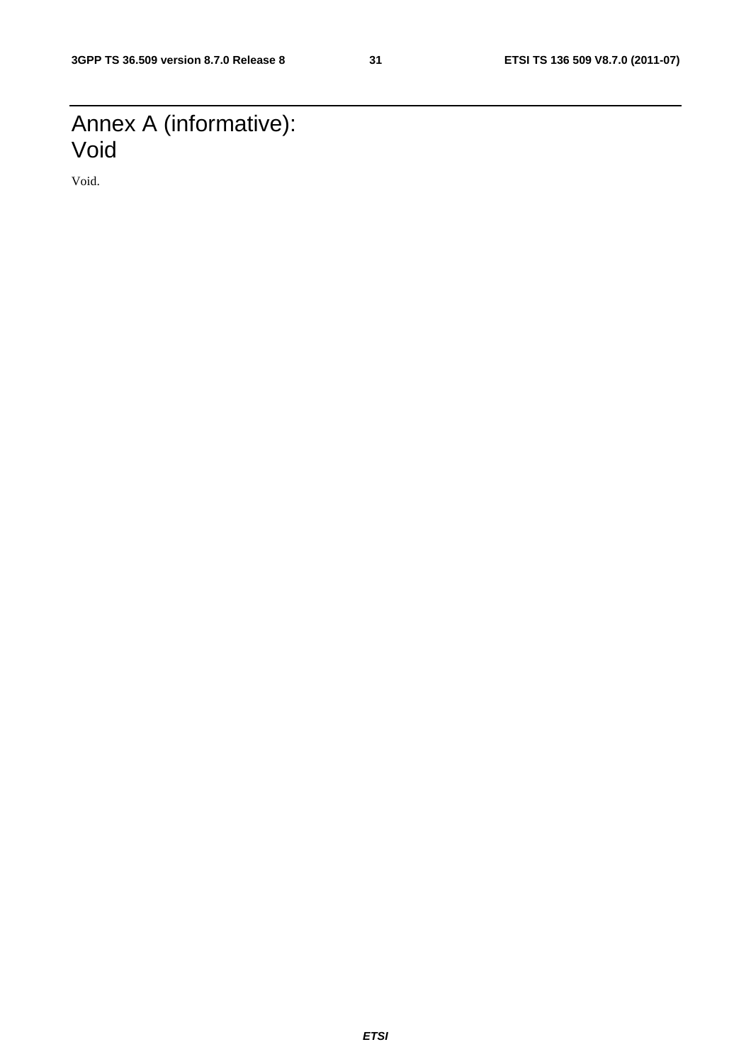# Annex A (informative): Void

Void.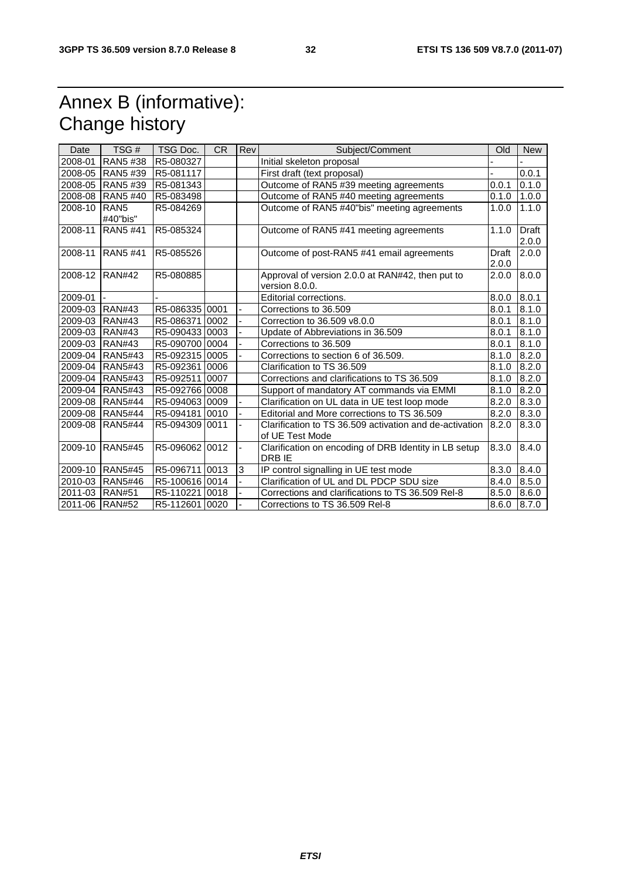# Annex B (informative): Change history

| Date | TSG # | TSG Doc. | CR | Rev | Subject/Comment | Old | New |
|---|---|---|---|---|---|---|---|
| 2008-01 | RAN5 #38 | R5-080327 | | | Initial skeleton proposal | - | - |
| 2008-05 | RAN5 #39 | R5-081117 | | | First draft (text proposal) | - | 0.0.1 |
| 2008-05 | RAN5 #39 | R5-081343 | | | Outcome of RAN5 #39 meeting agreements | 0.0.1 | 0.1.0 |
| 2008-08 | RAN5 #40 | R5-083498 | | | Outcome of RAN5 #40 meeting agreements | 0.1.0 | 1.0.0 |
| 2008-10 | RAN5 #40"bis" | R5-084269 | | | Outcome of RAN5 #40"bis" meeting agreements | 1.0.0 | 1.1.0 |
| 2008-11 | RAN5 #41 | R5-085324 | | | Outcome of RAN5 #41 meeting agreements | 1.1.0 | Draft 2.0.0 |
| 2008-11 | RAN5 #41 | R5-085526 | | | Outcome of post-RAN5 #41 email agreements | Draft 2.0.0 | 2.0.0 |
| 2008-12 | RAN#42 | R5-080885 | | | Approval of version 2.0.0 at RAN#42, then put to version 8.0.0. | 2.0.0 | 8.0.0 |
| 2009-01 | - | - | | | Editorial corrections. | 8.0.0 | 8.0.1 |
| 2009-03 | RAN#43 | R5-086335 | 0001 | - | Corrections to 36.509 | 8.0.1 | 8.1.0 |
| 2009-03 | RAN#43 | R5-086371 | 0002 | - | Correction to 36.509 v8.0.0 | 8.0.1 | 8.1.0 |
| 2009-03 | RAN#43 | R5-090433 | 0003 | - | Update of Abbreviations in 36.509 | 8.0.1 | 8.1.0 |
| 2009-03 | RAN#43 | R5-090700 | 0004 | - | Corrections to 36.509 | 8.0.1 | 8.1.0 |
| 2009-04 | RAN5#43 | R5-092315 | 0005 | - | Corrections to section 6 of 36.509. | 8.1.0 | 8.2.0 |
| 2009-04 | RAN5#43 | R5-092361 | 0006 | | Clarification to TS 36.509 | 8.1.0 | 8.2.0 |
| 2009-04 | RAN5#43 | R5-092511 | 0007 | | Corrections and clarifications to TS 36.509 | 8.1.0 | 8.2.0 |
| 2009-04 | RAN5#43 | R5-092766 | 0008 | | Support of mandatory AT commands via EMMI | 8.1.0 | 8.2.0 |
| 2009-08 | RAN5#44 | R5-094063 | 0009 | - | Clarification on UL data in UE test loop mode | 8.2.0 | 8.3.0 |
| 2009-08 | RAN5#44 | R5-094181 | 0010 | - | Editorial and More corrections to TS 36.509 | 8.2.0 | 8.3.0 |
| 2009-08 | RAN5#44 | R5-094309 | 0011 | - | Clarification to TS 36.509 activation and de-activation of UE Test Mode | 8.2.0 | 8.3.0 |
| 2009-10 | RAN5#45 | R5-096062 | 0012 | - | Clarification on encoding of DRB Identity in LB setup DRB IE | 8.3.0 | 8.4.0 |
| 2009-10 | RAN5#45 | R5-096711 | 0013 | 3 | IP control signalling in UE test mode | 8.3.0 | 8.4.0 |
| 2010-03 | RAN5#46 | R5-100616 | 0014 | - | Clarification of UL and DL PDCP SDU size | 8.4.0 | 8.5.0 |
| 2011-03 | RAN#51 | R5-110221 | 0018 | - | Corrections and clarifications to TS 36.509 Rel-8 | 8.5.0 | 8.6.0 |
| 2011-06 | RAN#52 | R5-112601 | 0020 | - | Corrections to TS 36.509 Rel-8 | 8.6.0 | 8.7.0 |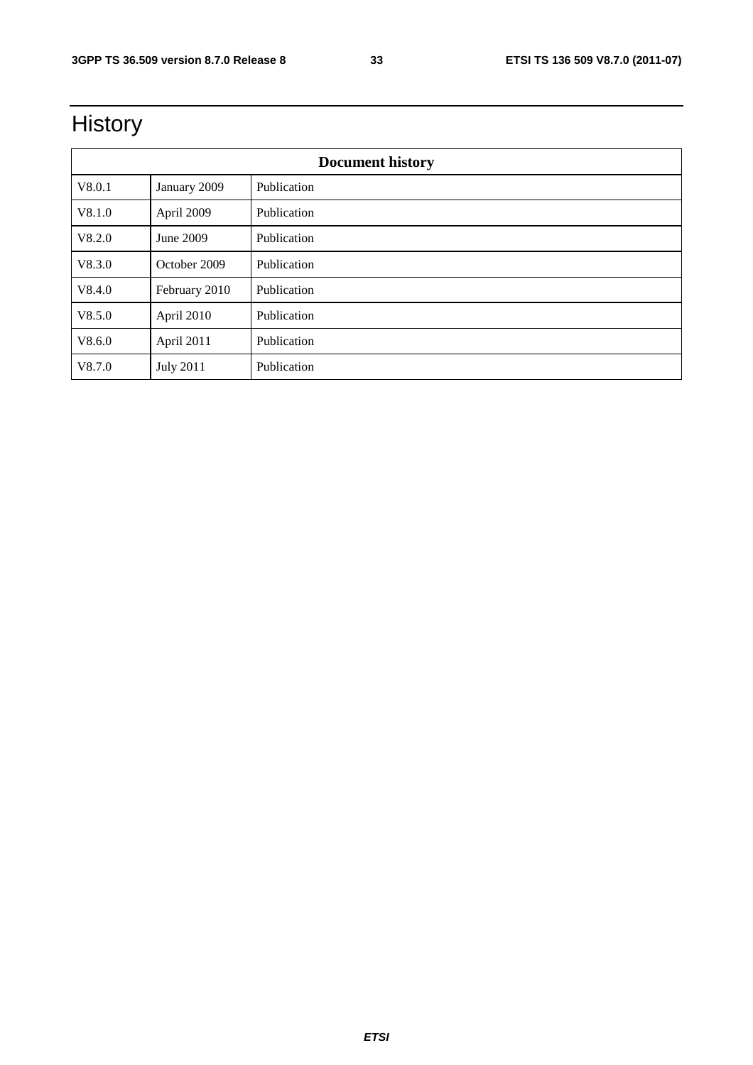# History

| Document history | | |
|---|---|---|
| V8.0.1 | January 2009 | Publication |
| V8.1.0 | April 2009 | Publication |
| V8.2.0 | June 2009 | Publication |
| V8.3.0 | October 2009 | Publication |
| V8.4.0 | February 2010 | Publication |
| V8.5.0 | April 2010 | Publication |
| V8.6.0 | April 2011 | Publication |
| V8.7.0 | July 2011 | Publication |